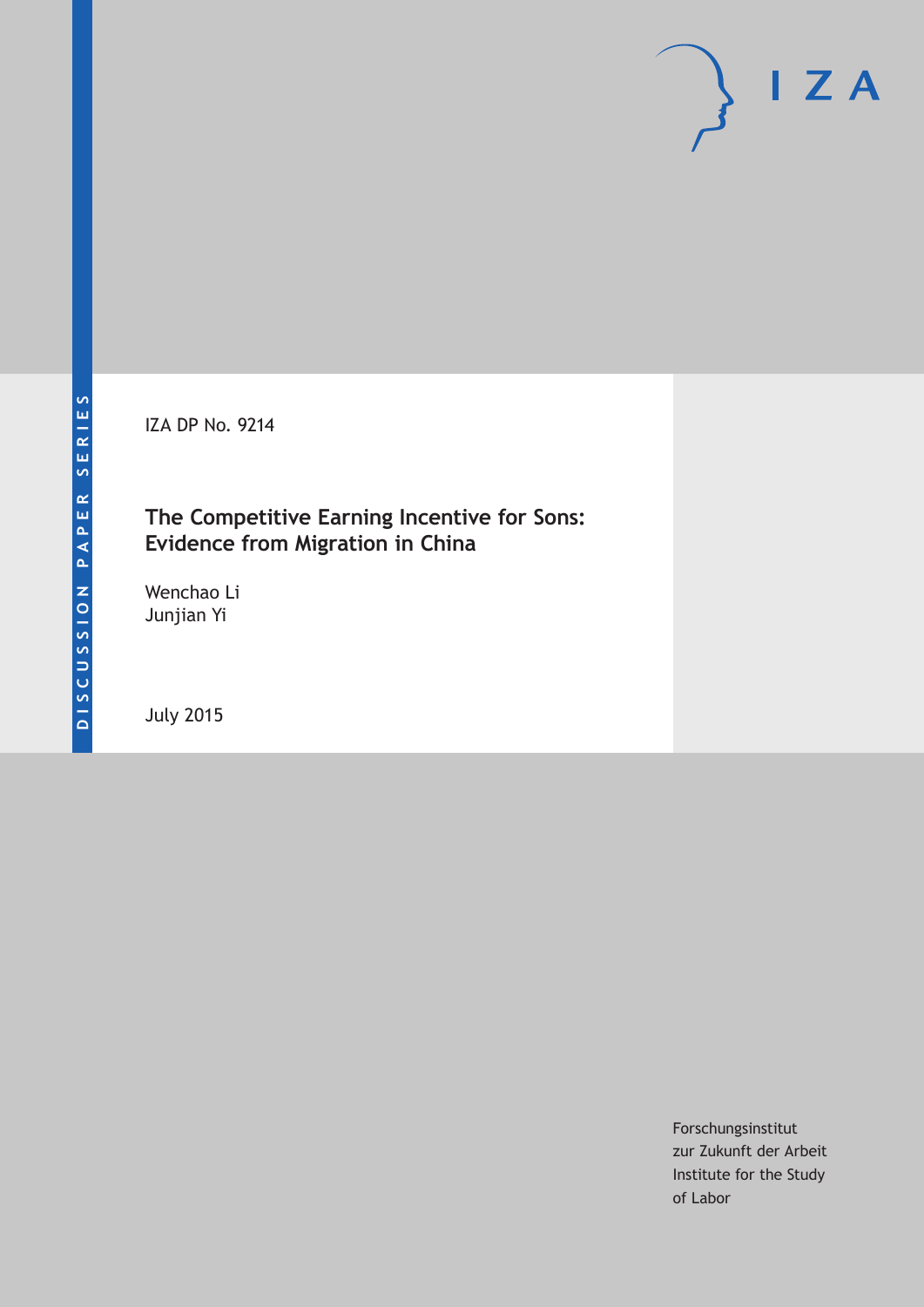DISCUSSION PAPER SERIES

IZA DP No. 9214

# The Competitive Earning Incentive for Sons: Evidence from Migration in China

Wenchao Li
Junjian Yi

July 2015

Forschungsinstitut
zur Zukunft der Arbeit
Institute for the Study
of Labor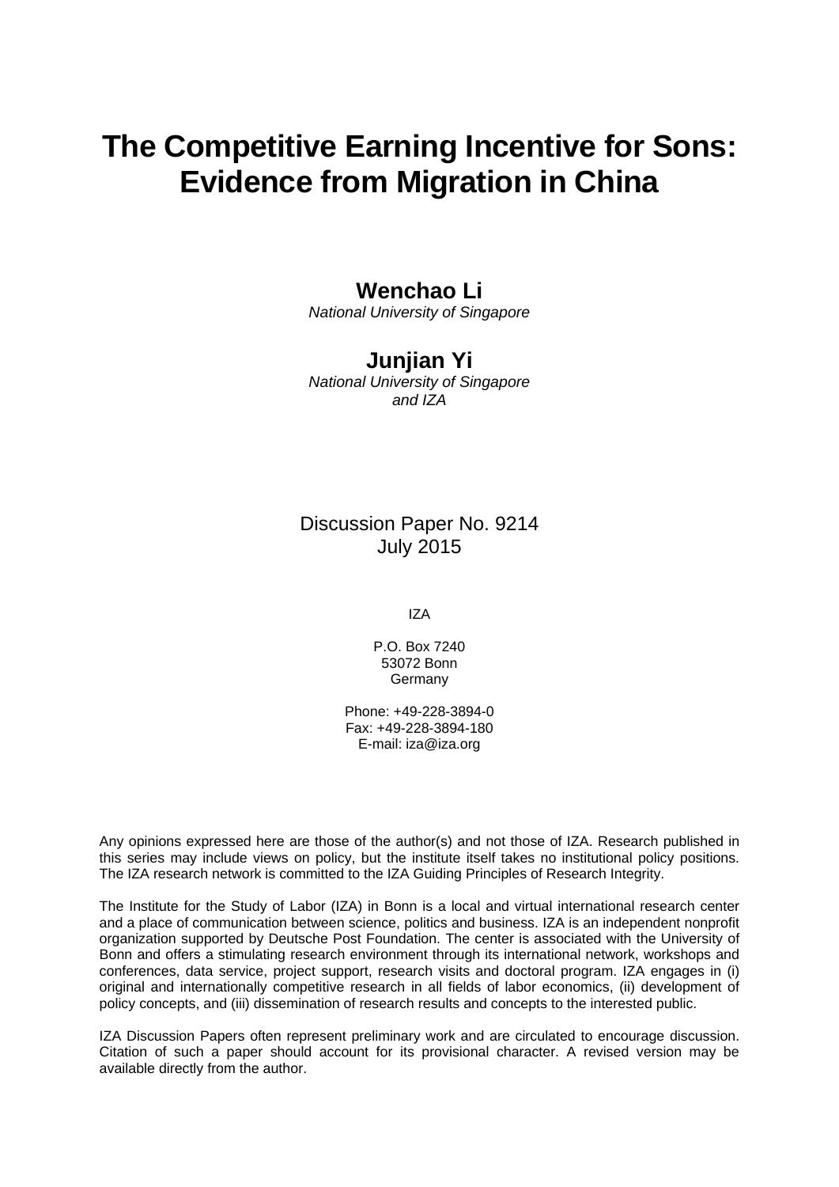# The Competitive Earning Incentive for Sons: Evidence from Migration in China

**Wenchao Li**
*National University of Singapore*

**Junjian Yi**
*National University of Singapore and IZA*

Discussion Paper No. 9214
July 2015

IZA

P.O. Box 7240
53072 Bonn
Germany

Phone: +49-228-3894-0
Fax: +49-228-3894-180
E-mail: iza@iza.org

Any opinions expressed here are those of the author(s) and not those of IZA. Research published in this series may include views on policy, but the institute itself takes no institutional policy positions. The IZA research network is committed to the IZA Guiding Principles of Research Integrity.

The Institute for the Study of Labor (IZA) in Bonn is a local and virtual international research center and a place of communication between science, politics and business. IZA is an independent nonprofit organization supported by Deutsche Post Foundation. The center is associated with the University of Bonn and offers a stimulating research environment through its international network, workshops and conferences, data service, project support, research visits and doctoral program. IZA engages in (i) original and internationally competitive research in all fields of labor economics, (ii) development of policy concepts, and (iii) dissemination of research results and concepts to the interested public.

IZA Discussion Papers often represent preliminary work and are circulated to encourage discussion. Citation of such a paper should account for its provisional character. A revised version may be available directly from the author.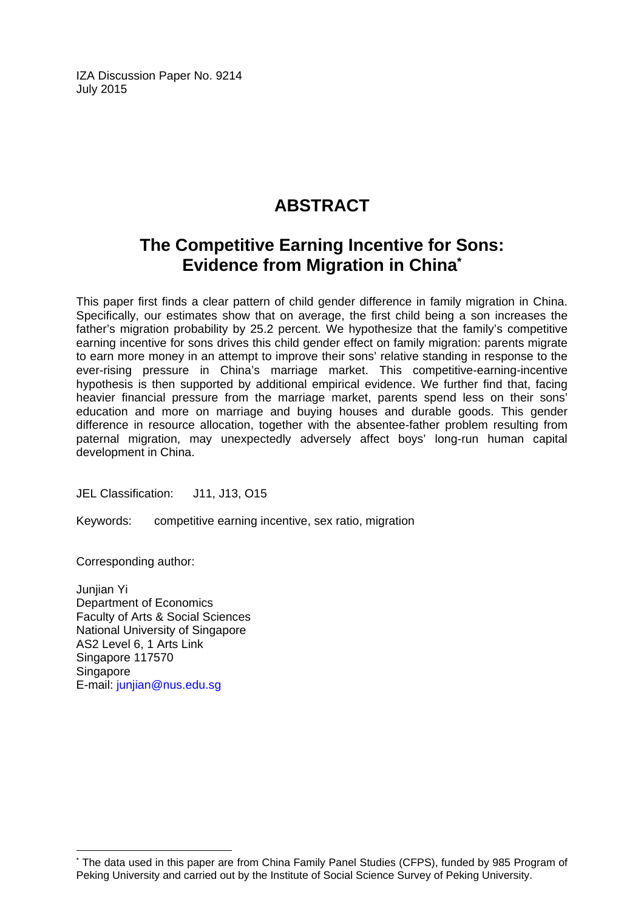IZA Discussion Paper No. 9214
July 2015

# ABSTRACT

## The Competitive Earning Incentive for Sons: Evidence from Migration in China*

This paper first finds a clear pattern of child gender difference in family migration in China. Specifically, our estimates show that on average, the first child being a son increases the father's migration probability by 25.2 percent. We hypothesize that the family's competitive earning incentive for sons drives this child gender effect on family migration: parents migrate to earn more money in an attempt to improve their sons' relative standing in response to the ever-rising pressure in China's marriage market. This competitive-earning-incentive hypothesis is then supported by additional empirical evidence. We further find that, facing heavier financial pressure from the marriage market, parents spend less on their sons' education and more on marriage and buying houses and durable goods. This gender difference in resource allocation, together with the absentee-father problem resulting from paternal migration, may unexpectedly adversely affect boys' long-run human capital development in China.

JEL Classification: J11, J13, O15

Keywords: competitive earning incentive, sex ratio, migration

Corresponding author:

Junjian Yi
Department of Economics
Faculty of Arts & Social Sciences
National University of Singapore
AS2 Level 6, 1 Arts Link
Singapore 117570
Singapore
E-mail: junjian@nus.edu.sg

---

* The data used in this paper are from China Family Panel Studies (CFPS), funded by 985 Program of Peking University and carried out by the Institute of Social Science Survey of Peking University.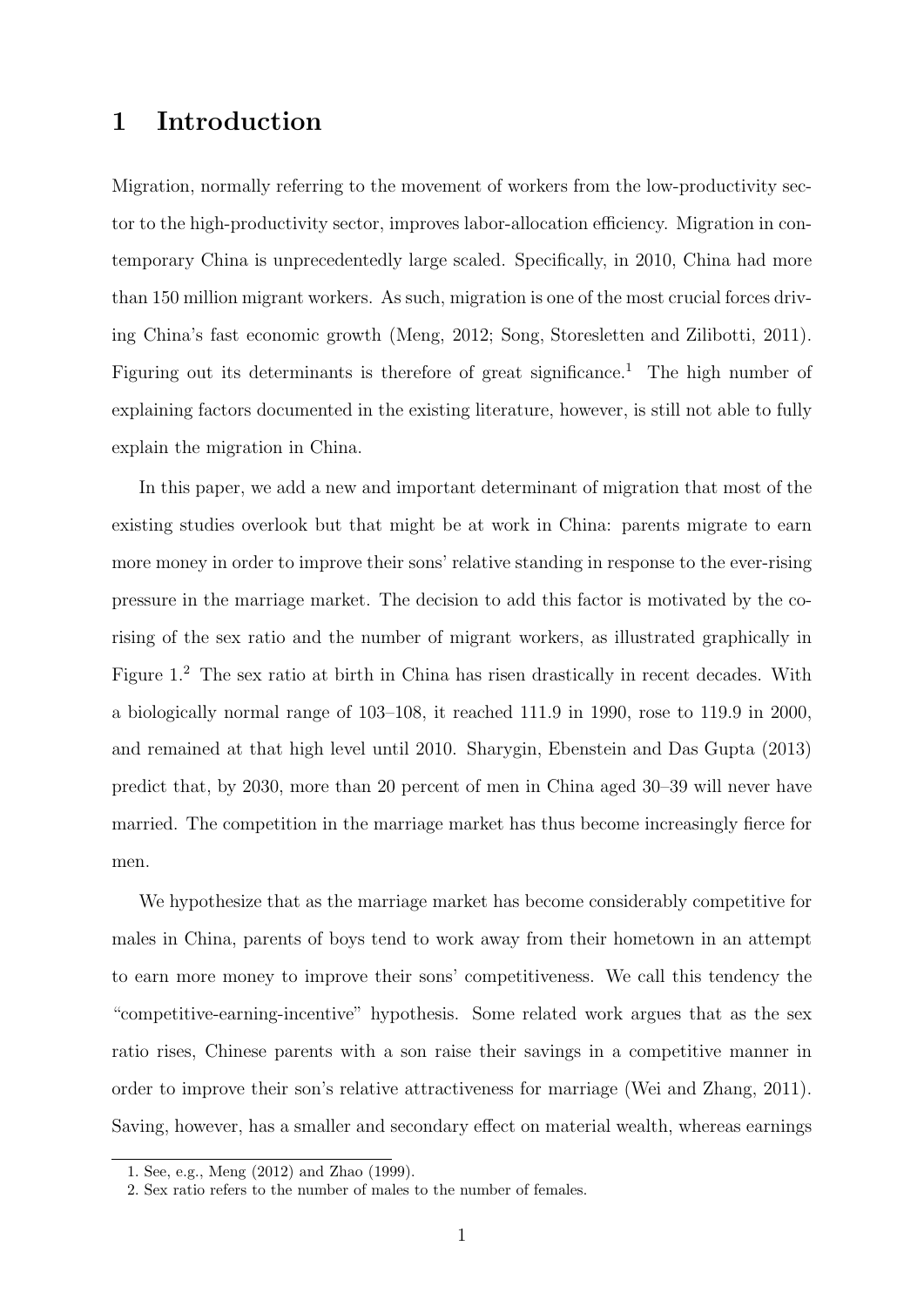# 1 Introduction

Migration, normally referring to the movement of workers from the low-productivity sector to the high-productivity sector, improves labor-allocation efficiency. Migration in contemporary China is unprecedentedly large scaled. Specifically, in 2010, China had more than 150 million migrant workers. As such, migration is one of the most crucial forces driving China's fast economic growth (Meng, 2012; Song, Storesletten and Zilibotti, 2011). Figuring out its determinants is therefore of great significance.[1] The high number of explaining factors documented in the existing literature, however, is still not able to fully explain the migration in China.

In this paper, we add a new and important determinant of migration that most of the existing studies overlook but that might be at work in China: parents migrate to earn more money in order to improve their sons' relative standing in response to the ever-rising pressure in the marriage market. The decision to add this factor is motivated by the co-rising of the sex ratio and the number of migrant workers, as illustrated graphically in Figure 1.[2] The sex ratio at birth in China has risen drastically in recent decades. With a biologically normal range of 103–108, it reached 111.9 in 1990, rose to 119.9 in 2000, and remained at that high level until 2010. Sharygin, Ebenstein and Das Gupta (2013) predict that, by 2030, more than 20 percent of men in China aged 30–39 will never have married. The competition in the marriage market has thus become increasingly fierce for men.

We hypothesize that as the marriage market has become considerably competitive for males in China, parents of boys tend to work away from their hometown in an attempt to earn more money to improve their sons' competitiveness. We call this tendency the "competitive-earning-incentive" hypothesis. Some related work argues that as the sex ratio rises, Chinese parents with a son raise their savings in a competitive manner in order to improve their son's relative attractiveness for marriage (Wei and Zhang, 2011). Saving, however, has a smaller and secondary effect on material wealth, whereas earnings

1. See, e.g., Meng (2012) and Zhao (1999).
2. Sex ratio refers to the number of males to the number of females.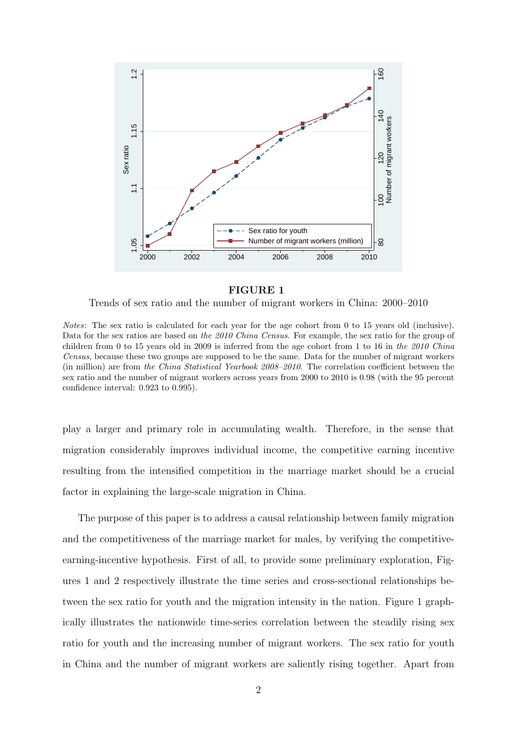**FIGURE 1**

Trends of sex ratio and the number of migrant workers in China: 2000–2010

*Notes*: The sex ratio is calculated for each year for the age cohort from 0 to 15 years old (inclusive). Data for the sex ratios are based on *the 2010 China Census*. For example, the sex ratio for the group of children from 0 to 15 years old in 2009 is inferred from the age cohort from 1 to 16 in *the 2010 China Census*, because these two groups are supposed to be the same. Data for the number of migrant workers (in million) are from *the China Statistical Yearbook 2008–2010*. The correlation coefficient between the sex ratio and the number of migrant workers across years from 2000 to 2010 is 0.98 (with the 95 percent confidence interval: 0.923 to 0.995).

play a larger and primary role in accumulating wealth. Therefore, in the sense that migration considerably improves individual income, the competitive earning incentive resulting from the intensified competition in the marriage market should be a crucial factor in explaining the large-scale migration in China.

The purpose of this paper is to address a causal relationship between family migration and the competitiveness of the marriage market for males, by verifying the competitive-earning-incentive hypothesis. First of all, to provide some preliminary exploration, Figures 1 and 2 respectively illustrate the time series and cross-sectional relationships between the sex ratio for youth and the migration intensity in the nation. Figure 1 graphically illustrates the nationwide time-series correlation between the steadily rising sex ratio for youth and the increasing number of migrant workers. The sex ratio for youth in China and the number of migrant workers are saliently rising together. Apart from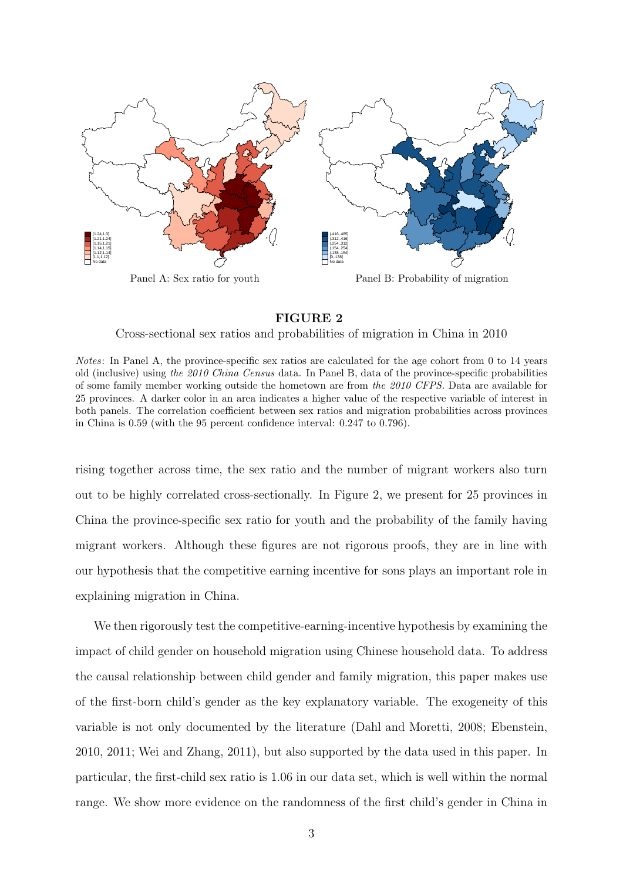Panel A: Sex ratio for youth

Panel B: Probability of migration

**FIGURE 2**

Cross-sectional sex ratios and probabilities of migration in China in 2010

*Notes*: In Panel A, the province-specific sex ratios are calculated for the age cohort from 0 to 14 years old (inclusive) using *the 2010 China Census* data. In Panel B, data of the province-specific probabilities of some family member working outside the hometown are from *the 2010 CFPS*. Data are available for 25 provinces. A darker color in an area indicates a higher value of the respective variable of interest in both panels. The correlation coefficient between sex ratios and migration probabilities across provinces in China is 0.59 (with the 95 percent confidence interval: 0.247 to 0.796).

rising together across time, the sex ratio and the number of migrant workers also turn out to be highly correlated cross-sectionally. In Figure 2, we present for 25 provinces in China the province-specific sex ratio for youth and the probability of the family having migrant workers. Although these figures are not rigorous proofs, they are in line with our hypothesis that the competitive earning incentive for sons plays an important role in explaining migration in China.

We then rigorously test the competitive-earning-incentive hypothesis by examining the impact of child gender on household migration using Chinese household data. To address the causal relationship between child gender and family migration, this paper makes use of the first-born child's gender as the key explanatory variable. The exogeneity of this variable is not only documented by the literature (Dahl and Moretti, 2008; Ebenstein, 2010, 2011; Wei and Zhang, 2011), but also supported by the data used in this paper. In particular, the first-child sex ratio is 1.06 in our data set, which is well within the normal range. We show more evidence on the randomness of the first child's gender in China in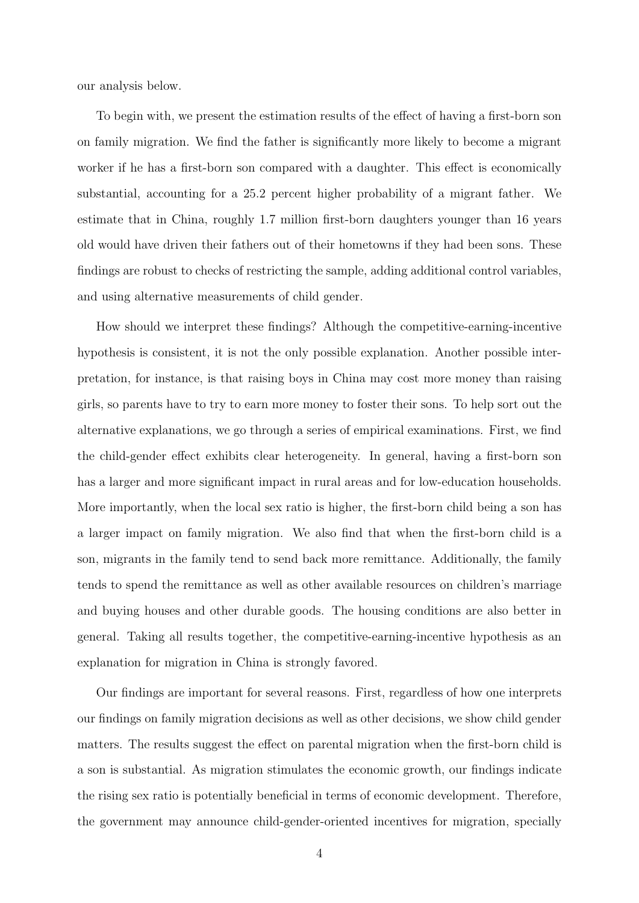our analysis below.

To begin with, we present the estimation results of the effect of having a first-born son on family migration. We find the father is significantly more likely to become a migrant worker if he has a first-born son compared with a daughter. This effect is economically substantial, accounting for a 25.2 percent higher probability of a migrant father. We estimate that in China, roughly 1.7 million first-born daughters younger than 16 years old would have driven their fathers out of their hometowns if they had been sons. These findings are robust to checks of restricting the sample, adding additional control variables, and using alternative measurements of child gender.

How should we interpret these findings? Although the competitive-earning-incentive hypothesis is consistent, it is not the only possible explanation. Another possible interpretation, for instance, is that raising boys in China may cost more money than raising girls, so parents have to try to earn more money to foster their sons. To help sort out the alternative explanations, we go through a series of empirical examinations. First, we find the child-gender effect exhibits clear heterogeneity. In general, having a first-born son has a larger and more significant impact in rural areas and for low-education households. More importantly, when the local sex ratio is higher, the first-born child being a son has a larger impact on family migration. We also find that when the first-born child is a son, migrants in the family tend to send back more remittance. Additionally, the family tends to spend the remittance as well as other available resources on children's marriage and buying houses and other durable goods. The housing conditions are also better in general. Taking all results together, the competitive-earning-incentive hypothesis as an explanation for migration in China is strongly favored.

Our findings are important for several reasons. First, regardless of how one interprets our findings on family migration decisions as well as other decisions, we show child gender matters. The results suggest the effect on parental migration when the first-born child is a son is substantial. As migration stimulates the economic growth, our findings indicate the rising sex ratio is potentially beneficial in terms of economic development. Therefore, the government may announce child-gender-oriented incentives for migration, specially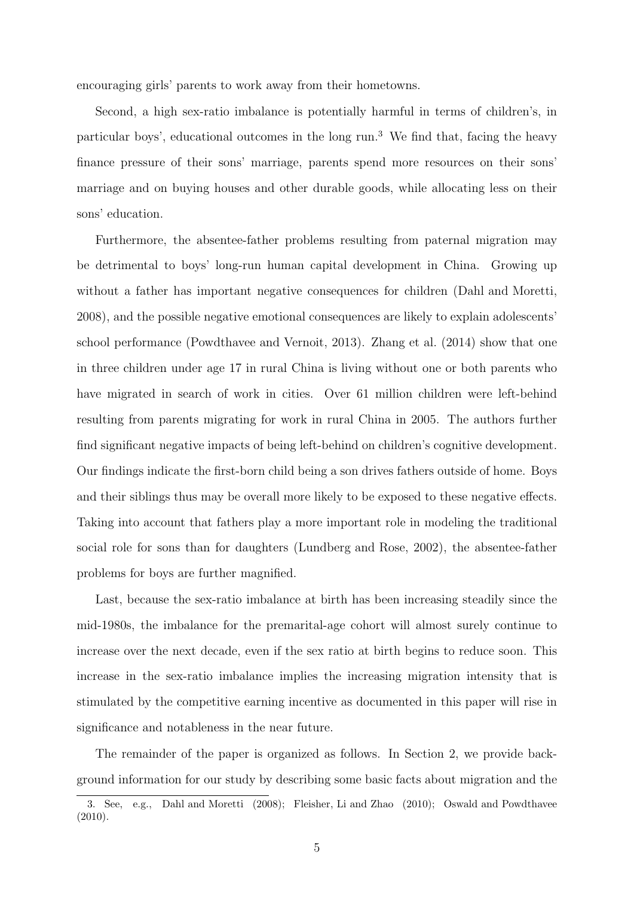encouraging girls' parents to work away from their hometowns.

Second, a high sex-ratio imbalance is potentially harmful in terms of children's, in particular boys', educational outcomes in the long run.[3] We find that, facing the heavy finance pressure of their sons' marriage, parents spend more resources on their sons' marriage and on buying houses and other durable goods, while allocating less on their sons' education.

Furthermore, the absentee-father problems resulting from paternal migration may be detrimental to boys' long-run human capital development in China. Growing up without a father has important negative consequences for children (Dahl and Moretti, 2008), and the possible negative emotional consequences are likely to explain adolescents' school performance (Powdthavee and Vernoit, 2013). Zhang et al. (2014) show that one in three children under age 17 in rural China is living without one or both parents who have migrated in search of work in cities. Over 61 million children were left-behind resulting from parents migrating for work in rural China in 2005. The authors further find significant negative impacts of being left-behind on children's cognitive development. Our findings indicate the first-born child being a son drives fathers outside of home. Boys and their siblings thus may be overall more likely to be exposed to these negative effects. Taking into account that fathers play a more important role in modeling the traditional social role for sons than for daughters (Lundberg and Rose, 2002), the absentee-father problems for boys are further magnified.

Last, because the sex-ratio imbalance at birth has been increasing steadily since the mid-1980s, the imbalance for the premarital-age cohort will almost surely continue to increase over the next decade, even if the sex ratio at birth begins to reduce soon. This increase in the sex-ratio imbalance implies the increasing migration intensity that is stimulated by the competitive earning incentive as documented in this paper will rise in significance and notableness in the near future.

The remainder of the paper is organized as follows. In Section 2, we provide background information for our study by describing some basic facts about migration and the

3. See, e.g., Dahl and Moretti (2008); Fleisher, Li and Zhao (2010); Oswald and Powdthavee (2010).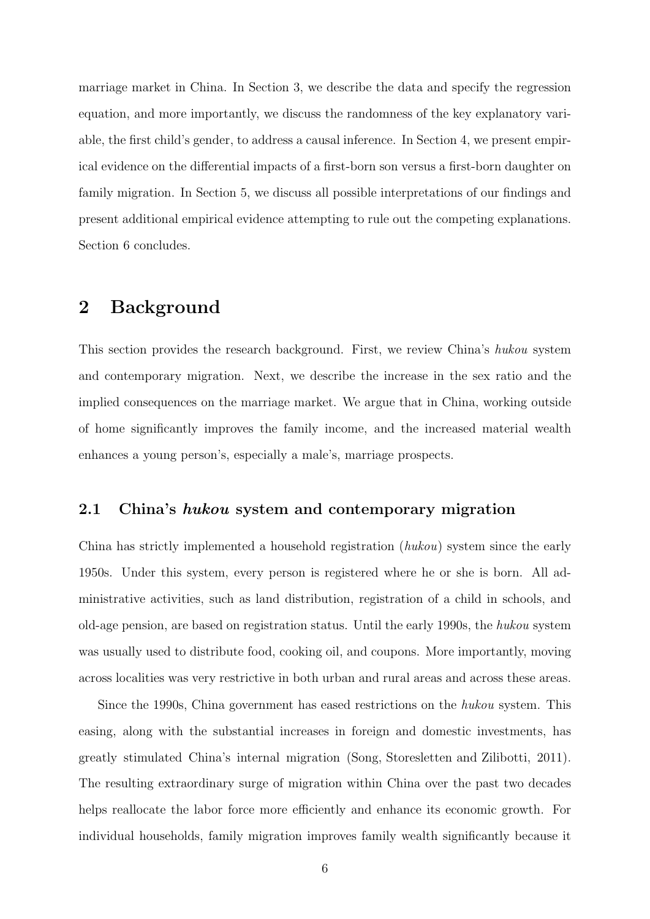marriage market in China. In Section 3, we describe the data and specify the regression equation, and more importantly, we discuss the randomness of the key explanatory variable, the first child's gender, to address a causal inference. In Section 4, we present empirical evidence on the differential impacts of a first-born son versus a first-born daughter on family migration. In Section 5, we discuss all possible interpretations of our findings and present additional empirical evidence attempting to rule out the competing explanations. Section 6 concludes.

# 2 Background

This section provides the research background. First, we review China's *hukou* system and contemporary migration. Next, we describe the increase in the sex ratio and the implied consequences on the marriage market. We argue that in China, working outside of home significantly improves the family income, and the increased material wealth enhances a young person's, especially a male's, marriage prospects.

## 2.1 China's *hukou* system and contemporary migration

China has strictly implemented a household registration (*hukou*) system since the early 1950s. Under this system, every person is registered where he or she is born. All administrative activities, such as land distribution, registration of a child in schools, and old-age pension, are based on registration status. Until the early 1990s, the *hukou* system was usually used to distribute food, cooking oil, and coupons. More importantly, moving across localities was very restrictive in both urban and rural areas and across these areas.

Since the 1990s, China government has eased restrictions on the *hukou* system. This easing, along with the substantial increases in foreign and domestic investments, has greatly stimulated China's internal migration (Song, Storesletten and Zilibotti, 2011). The resulting extraordinary surge of migration within China over the past two decades helps reallocate the labor force more efficiently and enhance its economic growth. For individual households, family migration improves family wealth significantly because it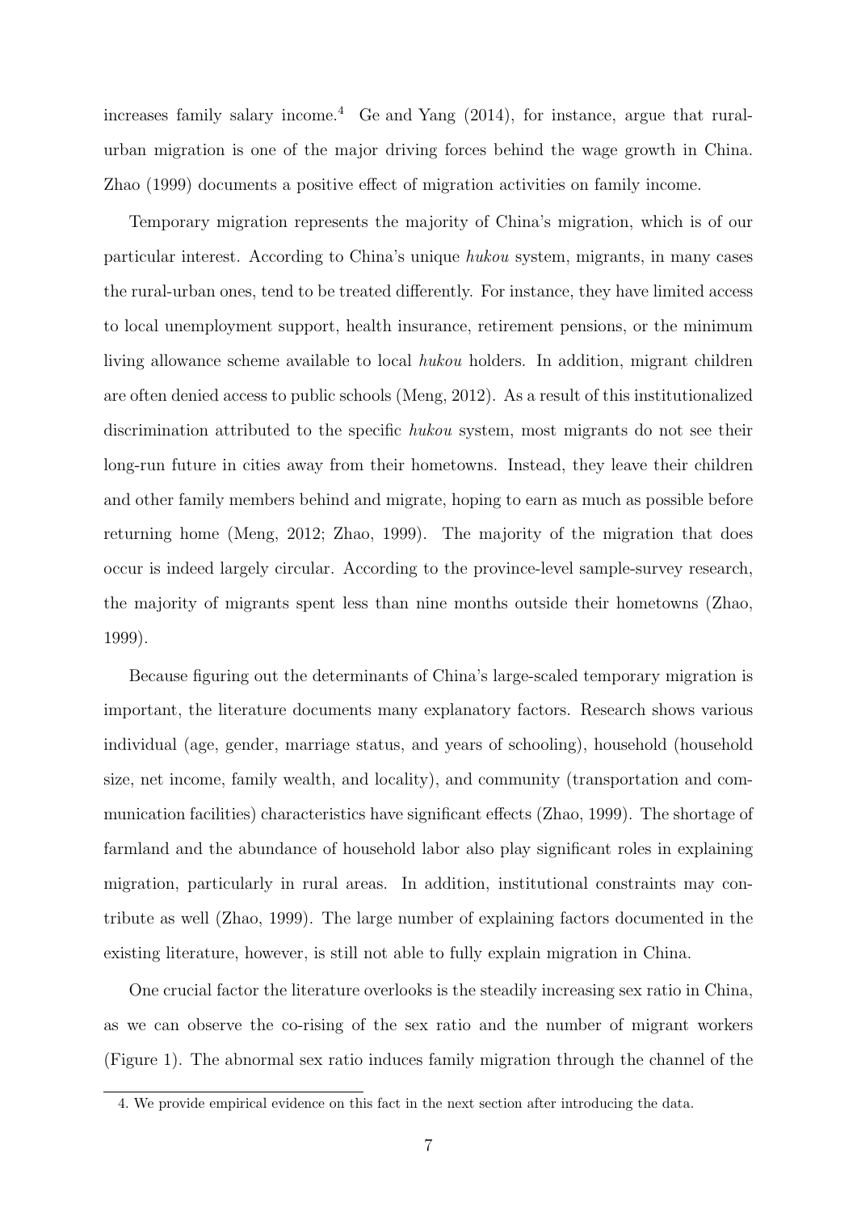increases family salary income.[4] Ge and Yang (2014), for instance, argue that rural-urban migration is one of the major driving forces behind the wage growth in China. Zhao (1999) documents a positive effect of migration activities on family income.

Temporary migration represents the majority of China's migration, which is of our particular interest. According to China's unique *hukou* system, migrants, in many cases the rural-urban ones, tend to be treated differently. For instance, they have limited access to local unemployment support, health insurance, retirement pensions, or the minimum living allowance scheme available to local *hukou* holders. In addition, migrant children are often denied access to public schools (Meng, 2012). As a result of this institutionalized discrimination attributed to the specific *hukou* system, most migrants do not see their long-run future in cities away from their hometowns. Instead, they leave their children and other family members behind and migrate, hoping to earn as much as possible before returning home (Meng, 2012; Zhao, 1999). The majority of the migration that does occur is indeed largely circular. According to the province-level sample-survey research, the majority of migrants spent less than nine months outside their hometowns (Zhao, 1999).

Because figuring out the determinants of China's large-scaled temporary migration is important, the literature documents many explanatory factors. Research shows various individual (age, gender, marriage status, and years of schooling), household (household size, net income, family wealth, and locality), and community (transportation and communication facilities) characteristics have significant effects (Zhao, 1999). The shortage of farmland and the abundance of household labor also play significant roles in explaining migration, particularly in rural areas. In addition, institutional constraints may contribute as well (Zhao, 1999). The large number of explaining factors documented in the existing literature, however, is still not able to fully explain migration in China.

One crucial factor the literature overlooks is the steadily increasing sex ratio in China, as we can observe the co-rising of the sex ratio and the number of migrant workers (Figure 1). The abnormal sex ratio induces family migration through the channel of the

4. We provide empirical evidence on this fact in the next section after introducing the data.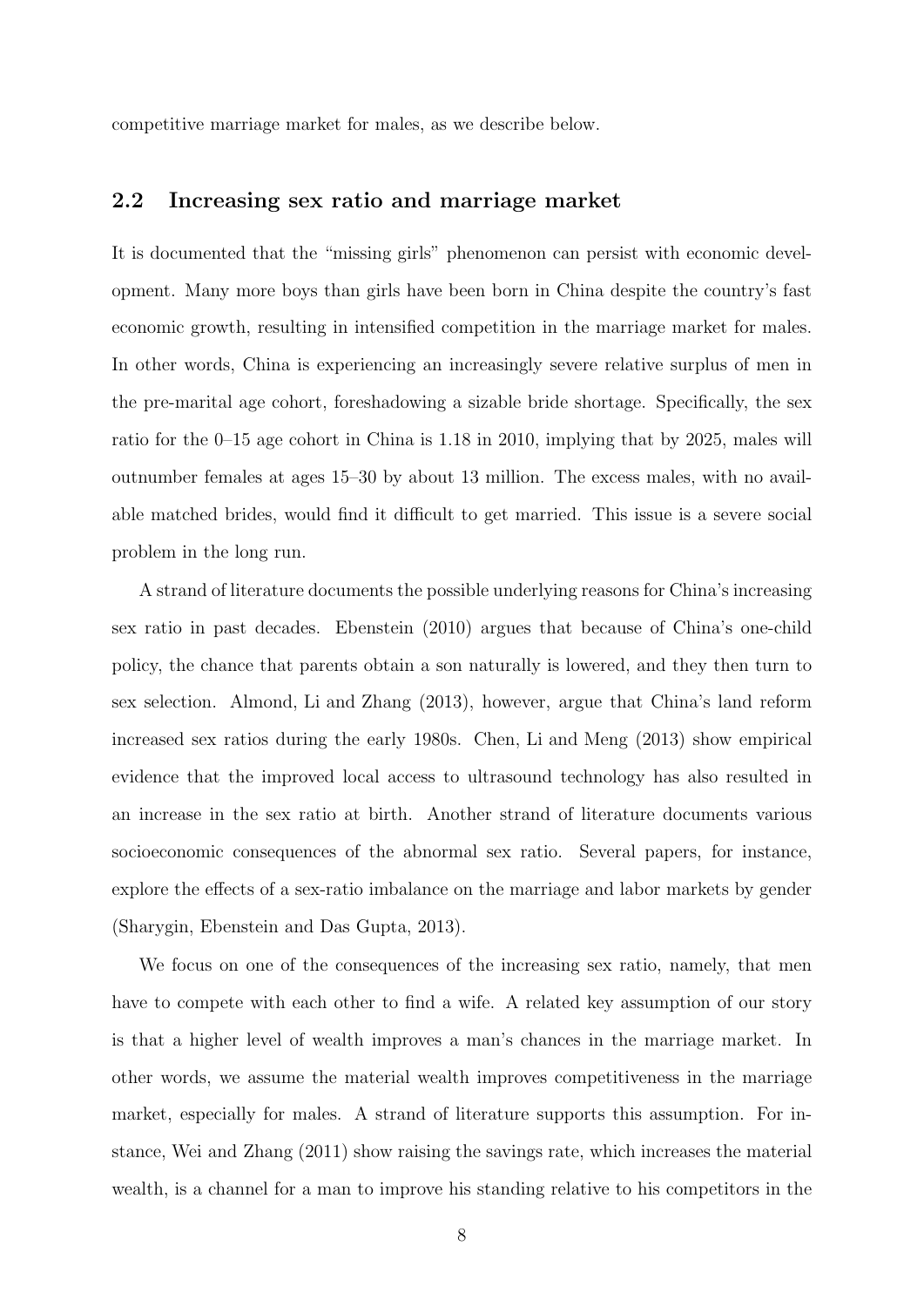competitive marriage market for males, as we describe below.

## 2.2 Increasing sex ratio and marriage market

It is documented that the "missing girls" phenomenon can persist with economic development. Many more boys than girls have been born in China despite the country's fast economic growth, resulting in intensified competition in the marriage market for males. In other words, China is experiencing an increasingly severe relative surplus of men in the pre-marital age cohort, foreshadowing a sizable bride shortage. Specifically, the sex ratio for the 0–15 age cohort in China is 1.18 in 2010, implying that by 2025, males will outnumber females at ages 15–30 by about 13 million. The excess males, with no available matched brides, would find it difficult to get married. This issue is a severe social problem in the long run.

A strand of literature documents the possible underlying reasons for China's increasing sex ratio in past decades. Ebenstein (2010) argues that because of China's one-child policy, the chance that parents obtain a son naturally is lowered, and they then turn to sex selection. Almond, Li and Zhang (2013), however, argue that China's land reform increased sex ratios during the early 1980s. Chen, Li and Meng (2013) show empirical evidence that the improved local access to ultrasound technology has also resulted in an increase in the sex ratio at birth. Another strand of literature documents various socioeconomic consequences of the abnormal sex ratio. Several papers, for instance, explore the effects of a sex-ratio imbalance on the marriage and labor markets by gender (Sharygin, Ebenstein and Das Gupta, 2013).

We focus on one of the consequences of the increasing sex ratio, namely, that men have to compete with each other to find a wife. A related key assumption of our story is that a higher level of wealth improves a man's chances in the marriage market. In other words, we assume the material wealth improves competitiveness in the marriage market, especially for males. A strand of literature supports this assumption. For instance, Wei and Zhang (2011) show raising the savings rate, which increases the material wealth, is a channel for a man to improve his standing relative to his competitors in the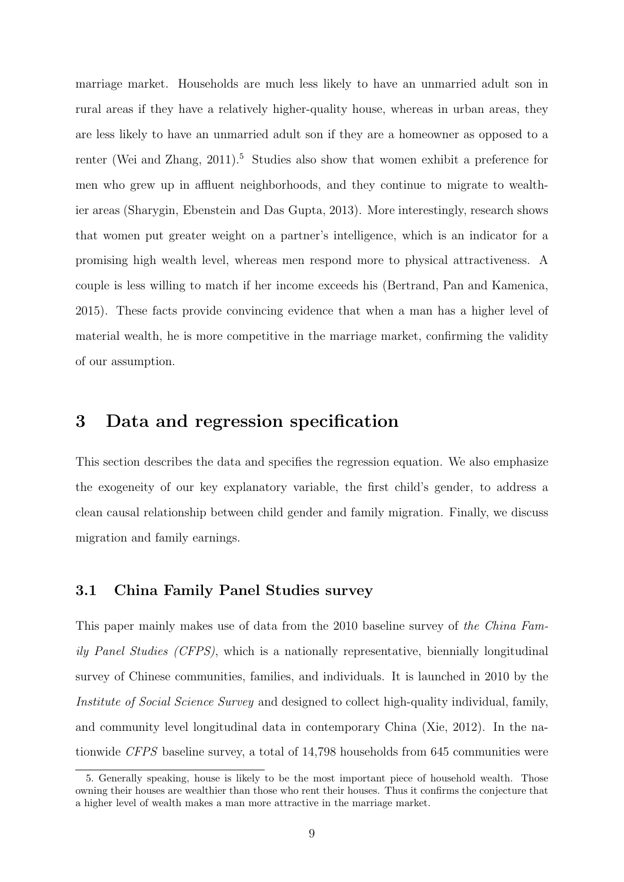marriage market. Households are much less likely to have an unmarried adult son in rural areas if they have a relatively higher-quality house, whereas in urban areas, they are less likely to have an unmarried adult son if they are a homeowner as opposed to a renter (Wei and Zhang, 2011).[5] Studies also show that women exhibit a preference for men who grew up in affluent neighborhoods, and they continue to migrate to wealthier areas (Sharygin, Ebenstein and Das Gupta, 2013). More interestingly, research shows that women put greater weight on a partner's intelligence, which is an indicator for a promising high wealth level, whereas men respond more to physical attractiveness. A couple is less willing to match if her income exceeds his (Bertrand, Pan and Kamenica, 2015). These facts provide convincing evidence that when a man has a higher level of material wealth, he is more competitive in the marriage market, confirming the validity of our assumption.

# 3 Data and regression specification

This section describes the data and specifies the regression equation. We also emphasize the exogeneity of our key explanatory variable, the first child's gender, to address a clean causal relationship between child gender and family migration. Finally, we discuss migration and family earnings.

## 3.1 China Family Panel Studies survey

This paper mainly makes use of data from the 2010 baseline survey of *the China Family Panel Studies (CFPS)*, which is a nationally representative, biennially longitudinal survey of Chinese communities, families, and individuals. It is launched in 2010 by the *Institute of Social Science Survey* and designed to collect high-quality individual, family, and community level longitudinal data in contemporary China (Xie, 2012). In the nationwide *CFPS* baseline survey, a total of 14,798 households from 645 communities were

5. Generally speaking, house is likely to be the most important piece of household wealth. Those owning their houses are wealthier than those who rent their houses. Thus it confirms the conjecture that a higher level of wealth makes a man more attractive in the marriage market.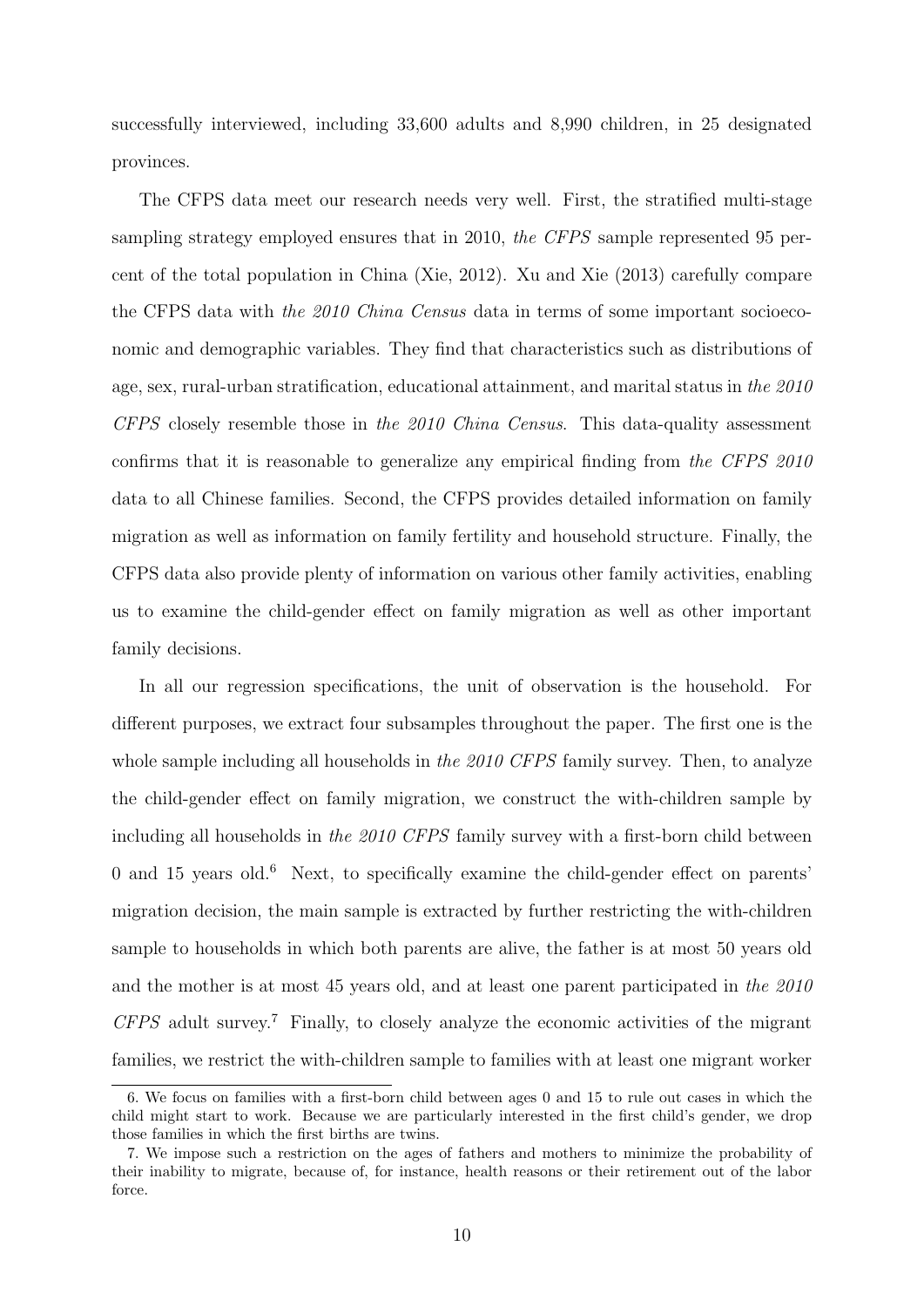successfully interviewed, including 33,600 adults and 8,990 children, in 25 designated provinces.

The CFPS data meet our research needs very well. First, the stratified multi-stage sampling strategy employed ensures that in 2010, *the CFPS* sample represented 95 percent of the total population in China (Xie, 2012). Xu and Xie (2013) carefully compare the CFPS data with *the 2010 China Census* data in terms of some important socioeconomic and demographic variables. They find that characteristics such as distributions of age, sex, rural-urban stratification, educational attainment, and marital status in *the 2010 CFPS* closely resemble those in *the 2010 China Census*. This data-quality assessment confirms that it is reasonable to generalize any empirical finding from *the CFPS 2010* data to all Chinese families. Second, the CFPS provides detailed information on family migration as well as information on family fertility and household structure. Finally, the CFPS data also provide plenty of information on various other family activities, enabling us to examine the child-gender effect on family migration as well as other important family decisions.

In all our regression specifications, the unit of observation is the household. For different purposes, we extract four subsamples throughout the paper. The first one is the whole sample including all households in *the 2010 CFPS* family survey. Then, to analyze the child-gender effect on family migration, we construct the with-children sample by including all households in *the 2010 CFPS* family survey with a first-born child between 0 and 15 years old.[6] Next, to specifically examine the child-gender effect on parents' migration decision, the main sample is extracted by further restricting the with-children sample to households in which both parents are alive, the father is at most 50 years old and the mother is at most 45 years old, and at least one parent participated in *the 2010 CFPS* adult survey.[7] Finally, to closely analyze the economic activities of the migrant families, we restrict the with-children sample to families with at least one migrant worker

6. We focus on families with a first-born child between ages 0 and 15 to rule out cases in which the child might start to work. Because we are particularly interested in the first child's gender, we drop those families in which the first births are twins.

7. We impose such a restriction on the ages of fathers and mothers to minimize the probability of their inability to migrate, because of, for instance, health reasons or their retirement out of the labor force.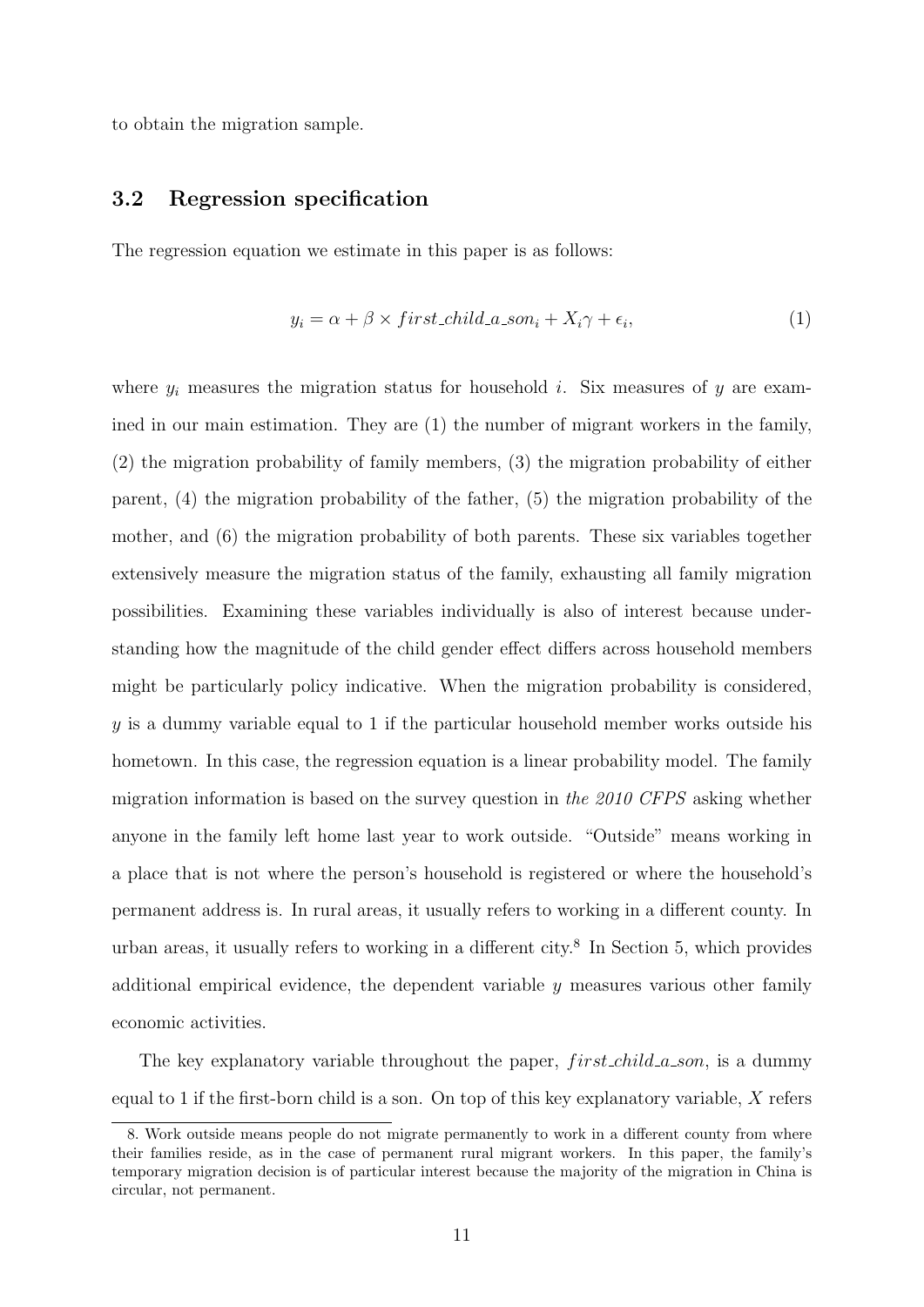to obtain the migration sample.

### 3.2 Regression specification

The regression equation we estimate in this paper is as follows:

$$y_i = \alpha + \beta \times first\_child\_a\_son_i + X_i\gamma + \epsilon_i, \tag{1}$$

where $y_i$ measures the migration status for household $i$. Six measures of $y$ are examined in our main estimation. They are (1) the number of migrant workers in the family, (2) the migration probability of family members, (3) the migration probability of either parent, (4) the migration probability of the father, (5) the migration probability of the mother, and (6) the migration probability of both parents. These six variables together extensively measure the migration status of the family, exhausting all family migration possibilities. Examining these variables individually is also of interest because understanding how the magnitude of the child gender effect differs across household members might be particularly policy indicative. When the migration probability is considered, $y$ is a dummy variable equal to 1 if the particular household member works outside his hometown. In this case, the regression equation is a linear probability model. The family migration information is based on the survey question in *the 2010 CFPS* asking whether anyone in the family left home last year to work outside. "Outside" means working in a place that is not where the person's household is registered or where the household's permanent address is. In rural areas, it usually refers to working in a different county. In urban areas, it usually refers to working in a different city.[8] In Section 5, which provides additional empirical evidence, the dependent variable $y$ measures various other family economic activities.

The key explanatory variable throughout the paper, $first\_child\_a\_son$, is a dummy equal to 1 if the first-born child is a son. On top of this key explanatory variable, $X$ refers

8. Work outside means people do not migrate permanently to work in a different county from where their families reside, as in the case of permanent rural migrant workers. In this paper, the family's temporary migration decision is of particular interest because the majority of the migration in China is circular, not permanent.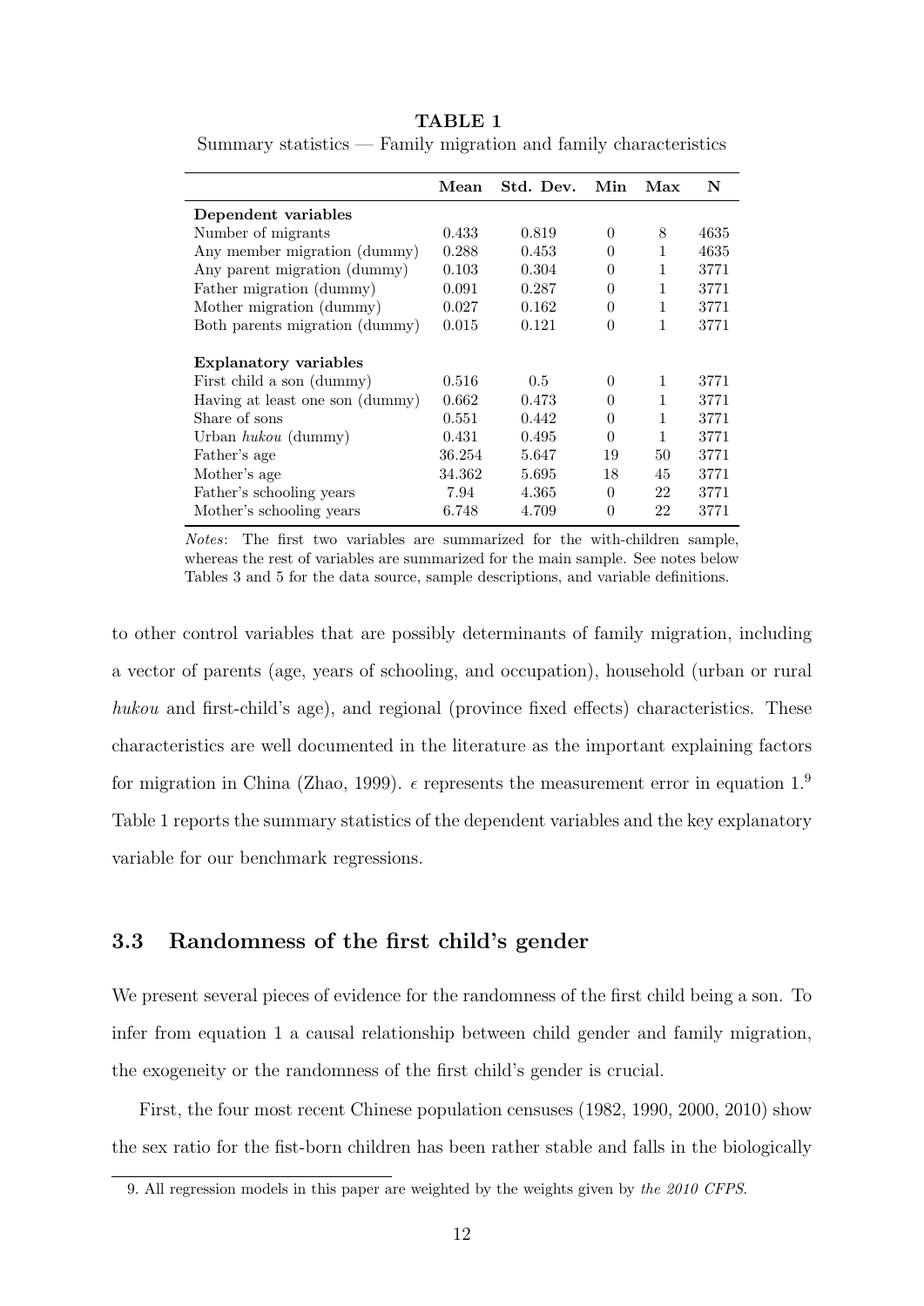**TABLE 1**

Summary statistics — Family migration and family characteristics

| | **Mean** | **Std. Dev.** | **Min** | **Max** | **N** |
|---|---|---|---|---|---|
| **Dependent variables** | | | | | |
| Number of migrants | 0.433 | 0.819 | 0 | 8 | 4635 |
| Any member migration (dummy) | 0.288 | 0.453 | 0 | 1 | 4635 |
| Any parent migration (dummy) | 0.103 | 0.304 | 0 | 1 | 3771 |
| Father migration (dummy) | 0.091 | 0.287 | 0 | 1 | 3771 |
| Mother migration (dummy) | 0.027 | 0.162 | 0 | 1 | 3771 |
| Both parents migration (dummy) | 0.015 | 0.121 | 0 | 1 | 3771 |
| **Explanatory variables** | | | | | |
| First child a son (dummy) | 0.516 | 0.5 | 0 | 1 | 3771 |
| Having at least one son (dummy) | 0.662 | 0.473 | 0 | 1 | 3771 |
| Share of sons | 0.551 | 0.442 | 0 | 1 | 3771 |
| Urban *hukou* (dummy) | 0.431 | 0.495 | 0 | 1 | 3771 |
| Father's age | 36.254 | 5.647 | 19 | 50 | 3771 |
| Mother's age | 34.362 | 5.695 | 18 | 45 | 3771 |
| Father's schooling years | 7.94 | 4.365 | 0 | 22 | 3771 |
| Mother's schooling years | 6.748 | 4.709 | 0 | 22 | 3771 |

*Notes*: The first two variables are summarized for the with-children sample, whereas the rest of variables are summarized for the main sample. See notes below Tables 3 and 5 for the data source, sample descriptions, and variable definitions.

to other control variables that are possibly determinants of family migration, including a vector of parents (age, years of schooling, and occupation), household (urban or rural *hukou* and first-child's age), and regional (province fixed effects) characteristics. These characteristics are well documented in the literature as the important explaining factors for migration in China (Zhao, 1999). $\epsilon$ represents the measurement error in equation 1.[9] Table 1 reports the summary statistics of the dependent variables and the key explanatory variable for our benchmark regressions.

## 3.3 Randomness of the first child's gender

We present several pieces of evidence for the randomness of the first child being a son. To infer from equation 1 a causal relationship between child gender and family migration, the exogeneity or the randomness of the first child's gender is crucial.

First, the four most recent Chinese population censuses (1982, 1990, 2000, 2010) show the sex ratio for the fist-born children has been rather stable and falls in the biologically

9. All regression models in this paper are weighted by the weights given by *the 2010 CFPS*.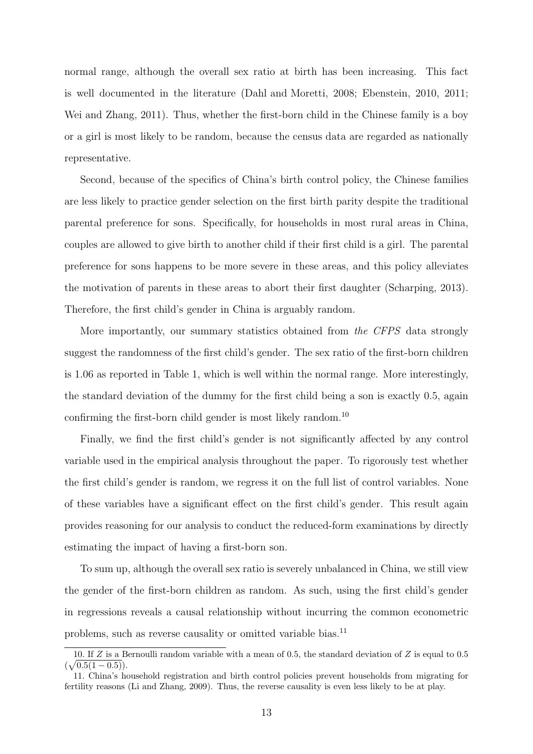normal range, although the overall sex ratio at birth has been increasing. This fact is well documented in the literature (Dahl and Moretti, 2008; Ebenstein, 2010, 2011; Wei and Zhang, 2011). Thus, whether the first-born child in the Chinese family is a boy or a girl is most likely to be random, because the census data are regarded as nationally representative.

Second, because of the specifics of China's birth control policy, the Chinese families are less likely to practice gender selection on the first birth parity despite the traditional parental preference for sons. Specifically, for households in most rural areas in China, couples are allowed to give birth to another child if their first child is a girl. The parental preference for sons happens to be more severe in these areas, and this policy alleviates the motivation of parents in these areas to abort their first daughter (Scharping, 2013). Therefore, the first child's gender in China is arguably random.

More importantly, our summary statistics obtained from *the CFPS* data strongly suggest the randomness of the first child's gender. The sex ratio of the first-born children is 1.06 as reported in Table 1, which is well within the normal range. More interestingly, the standard deviation of the dummy for the first child being a son is exactly 0.5, again confirming the first-born child gender is most likely random.[10]

Finally, we find the first child's gender is not significantly affected by any control variable used in the empirical analysis throughout the paper. To rigorously test whether the first child's gender is random, we regress it on the full list of control variables. None of these variables have a significant effect on the first child's gender. This result again provides reasoning for our analysis to conduct the reduced-form examinations by directly estimating the impact of having a first-born son.

To sum up, although the overall sex ratio is severely unbalanced in China, we still view the gender of the first-born children as random. As such, using the first child's gender in regressions reveals a causal relationship without incurring the common econometric problems, such as reverse causality or omitted variable bias.[11]

10. If $Z$ is a Bernoulli random variable with a mean of 0.5, the standard deviation of $Z$ is equal to 0.5 ($\sqrt{0.5(1-0.5)}$).

11. China's household registration and birth control policies prevent households from migrating for fertility reasons (Li and Zhang, 2009). Thus, the reverse causality is even less likely to be at play.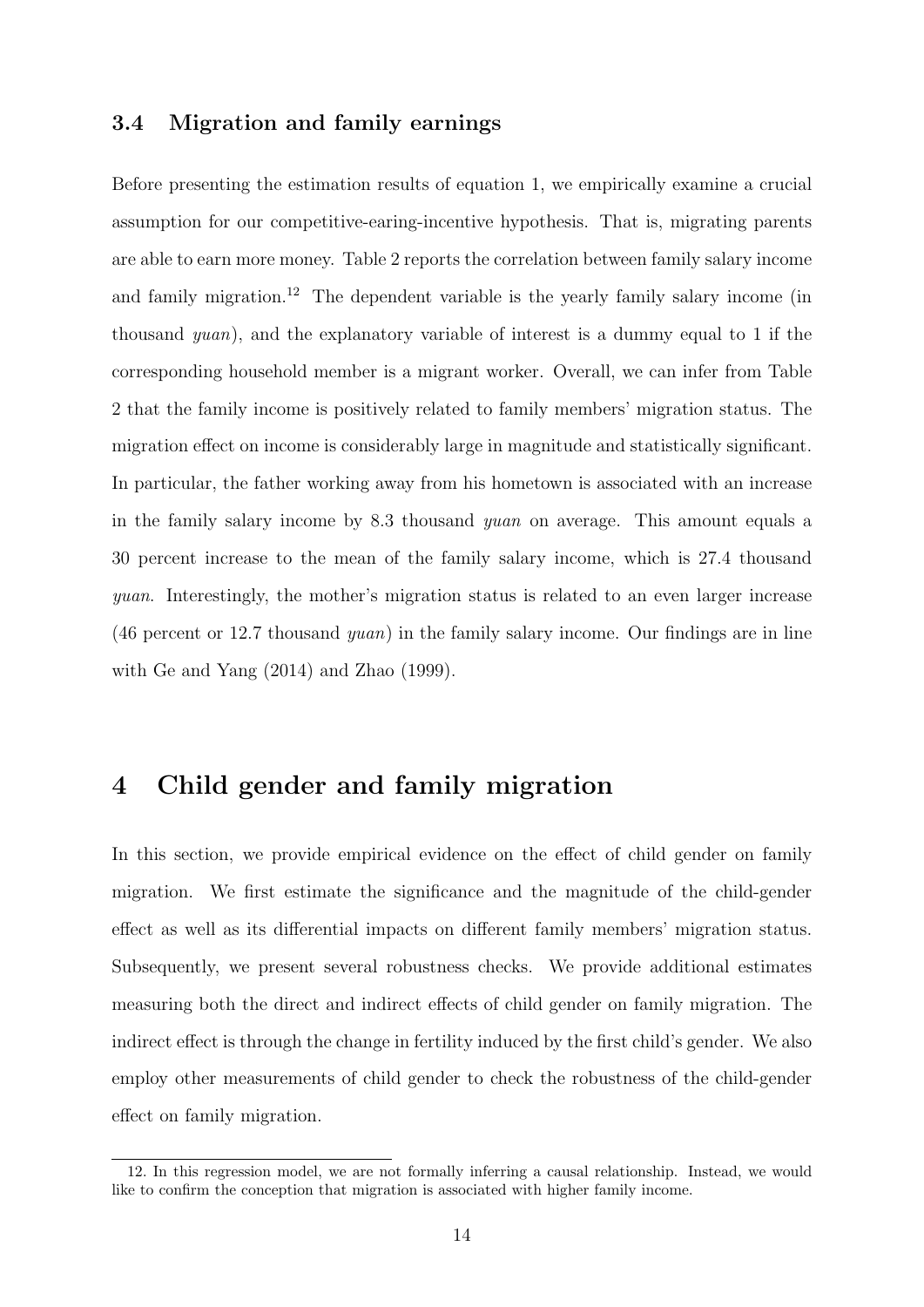### 3.4 Migration and family earnings

Before presenting the estimation results of equation 1, we empirically examine a crucial assumption for our competitive-earing-incentive hypothesis. That is, migrating parents are able to earn more money. Table 2 reports the correlation between family salary income and family migration.[12] The dependent variable is the yearly family salary income (in thousand *yuan*), and the explanatory variable of interest is a dummy equal to 1 if the corresponding household member is a migrant worker. Overall, we can infer from Table 2 that the family income is positively related to family members' migration status. The migration effect on income is considerably large in magnitude and statistically significant. In particular, the father working away from his hometown is associated with an increase in the family salary income by 8.3 thousand *yuan* on average. This amount equals a 30 percent increase to the mean of the family salary income, which is 27.4 thousand *yuan*. Interestingly, the mother's migration status is related to an even larger increase (46 percent or 12.7 thousand *yuan*) in the family salary income. Our findings are in line with Ge and Yang (2014) and Zhao (1999).

## 4 Child gender and family migration

In this section, we provide empirical evidence on the effect of child gender on family migration. We first estimate the significance and the magnitude of the child-gender effect as well as its differential impacts on different family members' migration status. Subsequently, we present several robustness checks. We provide additional estimates measuring both the direct and indirect effects of child gender on family migration. The indirect effect is through the change in fertility induced by the first child's gender. We also employ other measurements of child gender to check the robustness of the child-gender effect on family migration.

12. In this regression model, we are not formally inferring a causal relationship. Instead, we would like to confirm the conception that migration is associated with higher family income.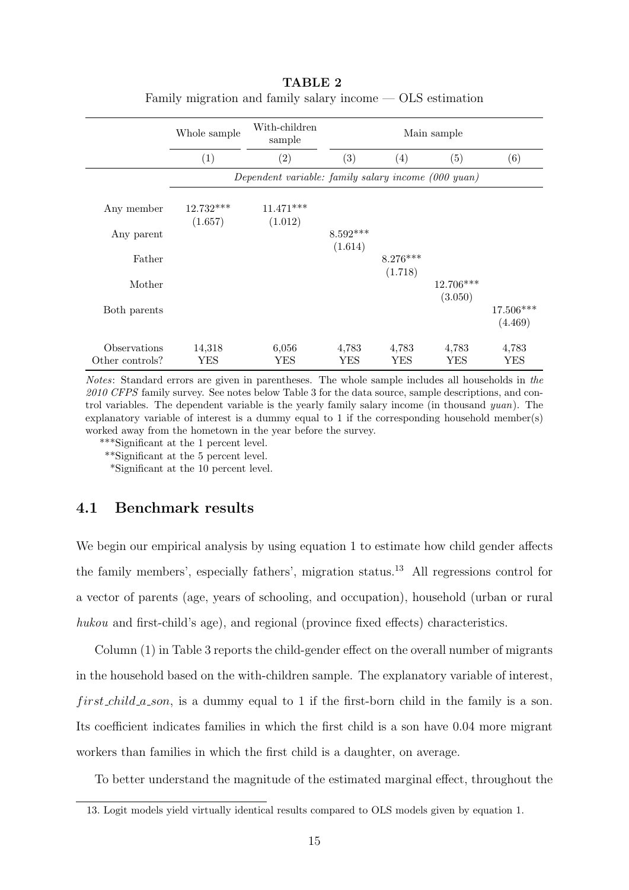**TABLE 2**

Family migration and family salary income — OLS estimation

| | Whole sample | With-children sample | Main sample | | | |
|---|---|---|---|---|---|---|
| | (1) | (2) | (3) | (4) | (5) | (6) |
| | *Dependent variable: family salary income (000 yuan)* | | | | | |
| Any member | 12.732*** | 11.471*** | | | | |
| | (1.657) | (1.012) | | | | |
| Any parent | | | 8.592*** | | | |
| | | | (1.614) | | | |
| Father | | | | 8.276*** | | |
| | | | | (1.718) | | |
| Mother | | | | | 12.706*** | |
| | | | | | (3.050) | |
| Both parents | | | | | | 17.506*** |
| | | | | | | (4.469) |
| Observations | 14,318 | 6,056 | 4,783 | 4,783 | 4,783 | 4,783 |
| Other controls? | YES | YES | YES | YES | YES | YES |

*Notes*: Standard errors are given in parentheses. The whole sample includes all households in *the 2010 CFPS* family survey. See notes below Table 3 for the data source, sample descriptions, and control variables. The dependent variable is the yearly family salary income (in thousand *yuan*). The explanatory variable of interest is a dummy equal to 1 if the corresponding household member(s) worked away from the hometown in the year before the survey.

***Significant at the 1 percent level.

**Significant at the 5 percent level.

*Significant at the 10 percent level.

## 4.1 Benchmark results

We begin our empirical analysis by using equation 1 to estimate how child gender affects the family members', especially fathers', migration status.[13] All regressions control for a vector of parents (age, years of schooling, and occupation), household (urban or rural *hukou* and first-child's age), and regional (province fixed effects) characteristics.

Column (1) in Table 3 reports the child-gender effect on the overall number of migrants in the household based on the with-children sample. The explanatory variable of interest, $first\_child\_a\_son$, is a dummy equal to 1 if the first-born child in the family is a son. Its coefficient indicates families in which the first child is a son have 0.04 more migrant workers than families in which the first child is a daughter, on average.

To better understand the magnitude of the estimated marginal effect, throughout the

13. Logit models yield virtually identical results compared to OLS models given by equation 1.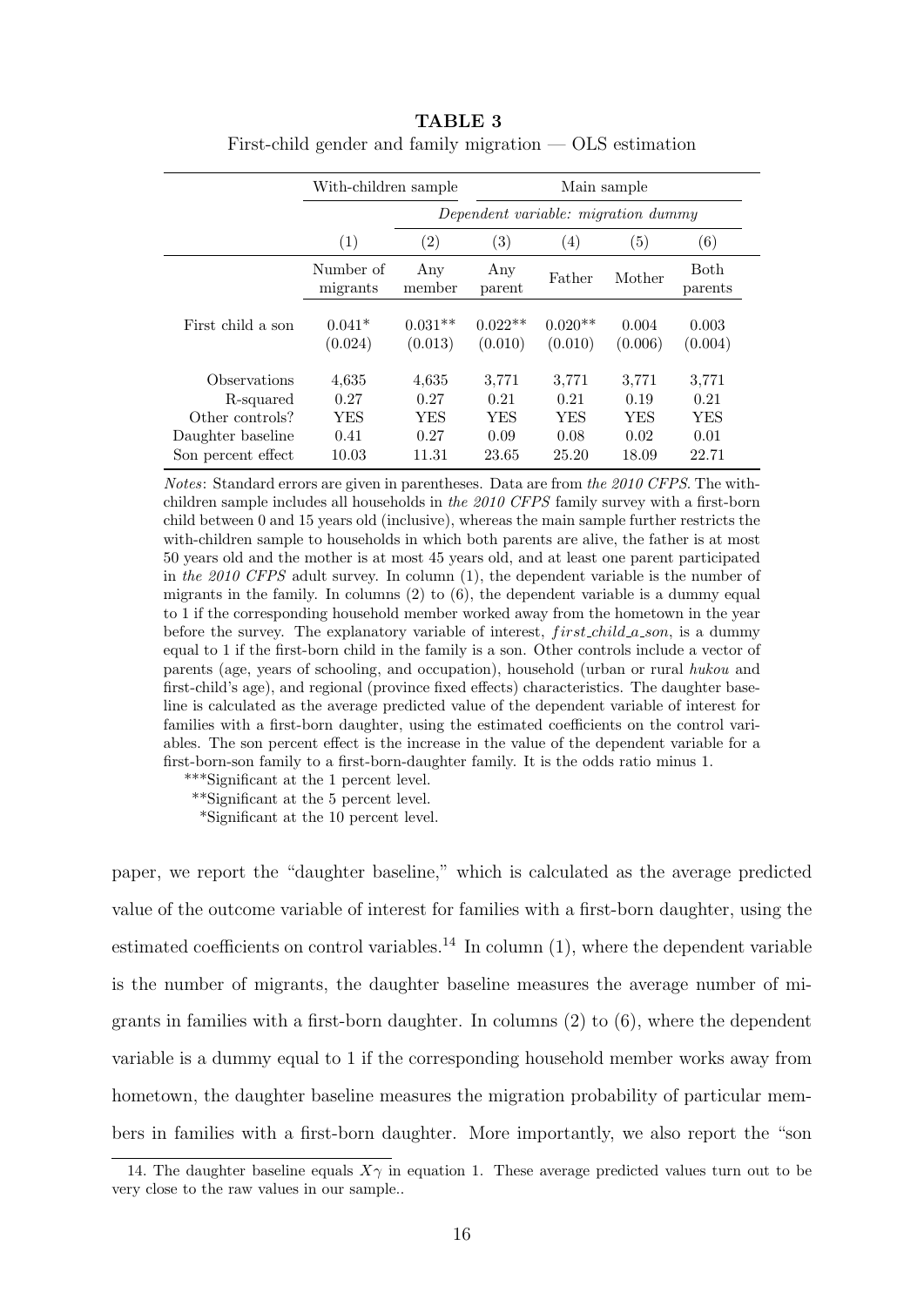**TABLE 3**

First-child gender and family migration — OLS estimation

| | With-children sample | Main sample | | | | |
|---|---|---|---|---|---|---|
| | | *Dependent variable: migration dummy* | | | | |
| | (1) | (2) | (3) | (4) | (5) | (6) |
| | Number of migrants | Any member | Any parent | Father | Mother | Both parents |
| First child a son | 0.041* | 0.031** | 0.022** | 0.020** | 0.004 | 0.003 |
| | (0.024) | (0.013) | (0.010) | (0.010) | (0.006) | (0.004) |
| Observations | 4,635 | 4,635 | 3,771 | 3,771 | 3,771 | 3,771 |
| R-squared | 0.27 | 0.27 | 0.21 | 0.21 | 0.19 | 0.21 |
| Other controls? | YES | YES | YES | YES | YES | YES |
| Daughter baseline | 0.41 | 0.27 | 0.09 | 0.08 | 0.02 | 0.01 |
| Son percent effect | 10.03 | 11.31 | 23.65 | 25.20 | 18.09 | 22.71 |

*Notes*: Standard errors are given in parentheses. Data are from *the 2010 CFPS*. The with-children sample includes all households in *the 2010 CFPS* family survey with a first-born child between 0 and 15 years old (inclusive), whereas the main sample further restricts the with-children sample to households in which both parents are alive, the father is at most 50 years old and the mother is at most 45 years old, and at least one parent participated in *the 2010 CFPS* adult survey. In column (1), the dependent variable is the number of migrants in the family. In columns (2) to (6), the dependent variable is a dummy equal to 1 if the corresponding household member worked away from the hometown in the year before the survey. The explanatory variable of interest, $first\_child\_a\_son$, is a dummy equal to 1 if the first-born child in the family is a son. Other controls include a vector of parents (age, years of schooling, and occupation), household (urban or rural *hukou* and first-child's age), and regional (province fixed effects) characteristics. The daughter baseline is calculated as the average predicted value of the dependent variable of interest for families with a first-born daughter, using the estimated coefficients on the control variables. The son percent effect is the increase in the value of the dependent variable for a first-born-son family to a first-born-daughter family. It is the odds ratio minus 1.

***Significant at the 1 percent level.

**Significant at the 5 percent level.

*Significant at the 10 percent level.

paper, we report the "daughter baseline," which is calculated as the average predicted value of the outcome variable of interest for families with a first-born daughter, using the estimated coefficients on control variables.[14] In column (1), where the dependent variable is the number of migrants, the daughter baseline measures the average number of migrants in families with a first-born daughter. In columns (2) to (6), where the dependent variable is a dummy equal to 1 if the corresponding household member works away from hometown, the daughter baseline measures the migration probability of particular members in families with a first-born daughter. More importantly, we also report the "son

14. The daughter baseline equals $X\gamma$ in equation 1. These average predicted values turn out to be very close to the raw values in our sample..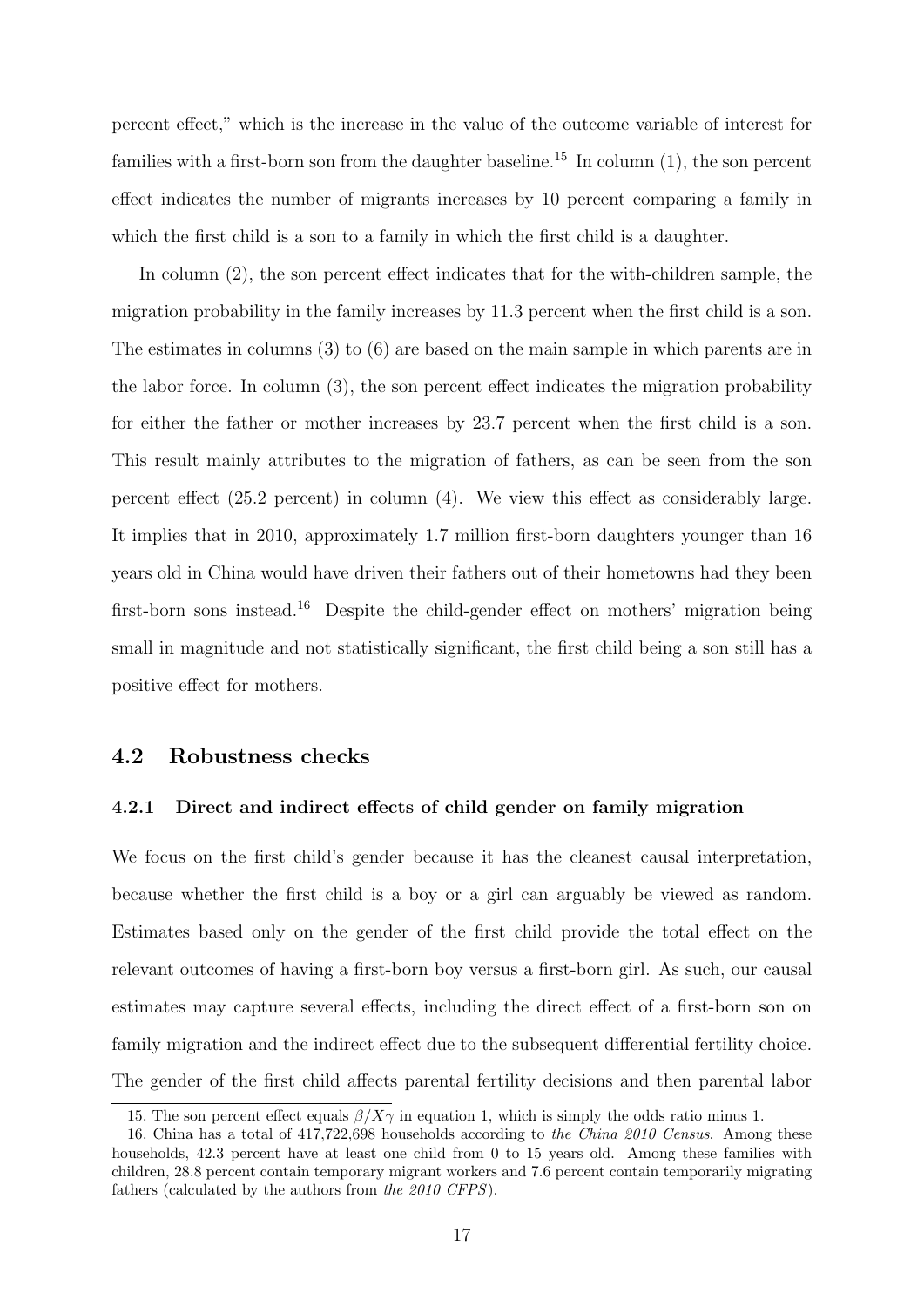percent effect," which is the increase in the value of the outcome variable of interest for families with a first-born son from the daughter baseline.[15] In column (1), the son percent effect indicates the number of migrants increases by 10 percent comparing a family in which the first child is a son to a family in which the first child is a daughter.

In column (2), the son percent effect indicates that for the with-children sample, the migration probability in the family increases by 11.3 percent when the first child is a son. The estimates in columns (3) to (6) are based on the main sample in which parents are in the labor force. In column (3), the son percent effect indicates the migration probability for either the father or mother increases by 23.7 percent when the first child is a son. This result mainly attributes to the migration of fathers, as can be seen from the son percent effect (25.2 percent) in column (4). We view this effect as considerably large. It implies that in 2010, approximately 1.7 million first-born daughters younger than 16 years old in China would have driven their fathers out of their hometowns had they been first-born sons instead.[16] Despite the child-gender effect on mothers' migration being small in magnitude and not statistically significant, the first child being a son still has a positive effect for mothers.

## 4.2 Robustness checks

### 4.2.1 Direct and indirect effects of child gender on family migration

We focus on the first child's gender because it has the cleanest causal interpretation, because whether the first child is a boy or a girl can arguably be viewed as random. Estimates based only on the gender of the first child provide the total effect on the relevant outcomes of having a first-born boy versus a first-born girl. As such, our causal estimates may capture several effects, including the direct effect of a first-born son on family migration and the indirect effect due to the subsequent differential fertility choice. The gender of the first child affects parental fertility decisions and then parental labor

15. The son percent effect equals $\beta/X\gamma$ in equation 1, which is simply the odds ratio minus 1.

16. China has a total of 417,722,698 households according to *the China 2010 Census*. Among these households, 42.3 percent have at least one child from 0 to 15 years old. Among these families with children, 28.8 percent contain temporary migrant workers and 7.6 percent contain temporarily migrating fathers (calculated by the authors from *the 2010 CFPS*).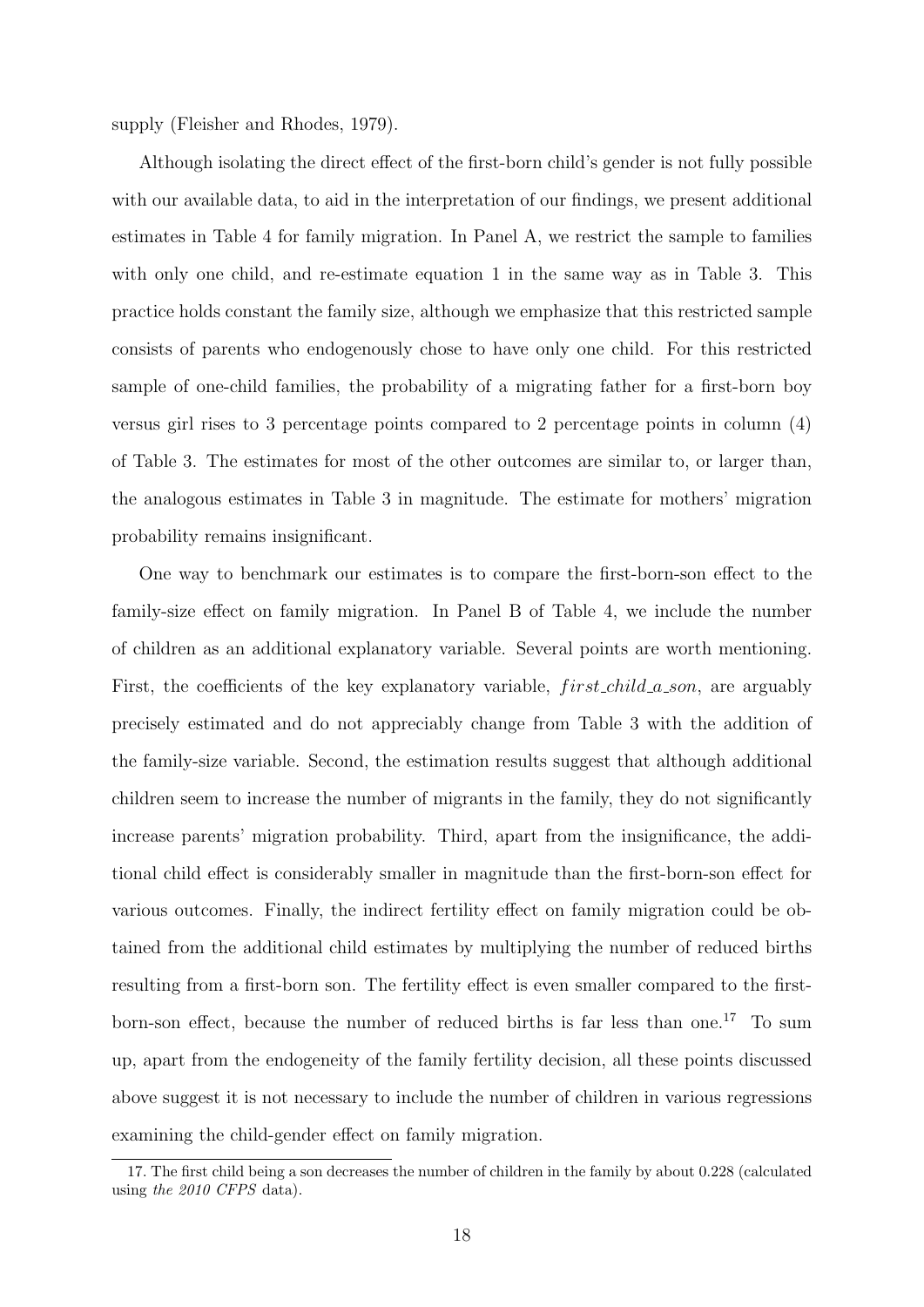supply (Fleisher and Rhodes, 1979).

Although isolating the direct effect of the first-born child's gender is not fully possible with our available data, to aid in the interpretation of our findings, we present additional estimates in Table 4 for family migration. In Panel A, we restrict the sample to families with only one child, and re-estimate equation 1 in the same way as in Table 3. This practice holds constant the family size, although we emphasize that this restricted sample consists of parents who endogenously chose to have only one child. For this restricted sample of one-child families, the probability of a migrating father for a first-born boy versus girl rises to 3 percentage points compared to 2 percentage points in column (4) of Table 3. The estimates for most of the other outcomes are similar to, or larger than, the analogous estimates in Table 3 in magnitude. The estimate for mothers' migration probability remains insignificant.

One way to benchmark our estimates is to compare the first-born-son effect to the family-size effect on family migration. In Panel B of Table 4, we include the number of children as an additional explanatory variable. Several points are worth mentioning. First, the coefficients of the key explanatory variable, $first\_child\_a\_son$, are arguably precisely estimated and do not appreciably change from Table 3 with the addition of the family-size variable. Second, the estimation results suggest that although additional children seem to increase the number of migrants in the family, they do not significantly increase parents' migration probability. Third, apart from the insignificance, the additional child effect is considerably smaller in magnitude than the first-born-son effect for various outcomes. Finally, the indirect fertility effect on family migration could be obtained from the additional child estimates by multiplying the number of reduced births resulting from a first-born son. The fertility effect is even smaller compared to the first-born-son effect, because the number of reduced births is far less than one.[17] To sum up, apart from the endogeneity of the family fertility decision, all these points discussed above suggest it is not necessary to include the number of children in various regressions examining the child-gender effect on family migration.

17. The first child being a son decreases the number of children in the family by about 0.228 (calculated using *the 2010 CFPS* data).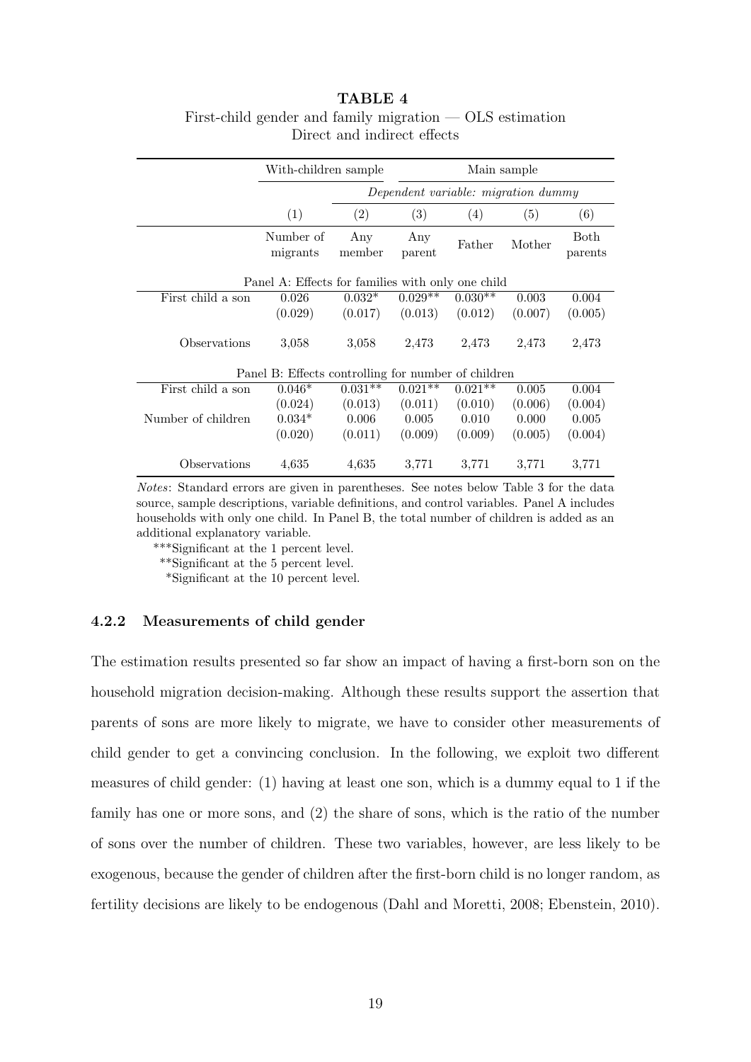**TABLE 4**
First-child gender and family migration — OLS estimation
Direct and indirect effects

| | With-children sample | | Main sample | | | |
|---|---|---|---|---|---|---|
| | | *Dependent variable: migration dummy* | | | | |
| | (1) | (2) | (3) | (4) | (5) | (6) |
| | Number of migrants | Any member | Any parent | Father | Mother | Both parents |
| Panel A: Effects for families with only one child | | | | | | |
| First child a son | 0.026 | 0.032* | 0.029** | 0.030** | 0.003 | 0.004 |
| | (0.029) | (0.017) | (0.013) | (0.012) | (0.007) | (0.005) |
| Observations | 3,058 | 3,058 | 2,473 | 2,473 | 2,473 | 2,473 |
| Panel B: Effects controlling for number of children | | | | | | |
| First child a son | 0.046* | 0.031** | 0.021** | 0.021** | 0.005 | 0.004 |
| | (0.024) | (0.013) | (0.011) | (0.010) | (0.006) | (0.004) |
| Number of children | 0.034* | 0.006 | 0.005 | 0.010 | 0.000 | 0.005 |
| | (0.020) | (0.011) | (0.009) | (0.009) | (0.005) | (0.004) |
| Observations | 4,635 | 4,635 | 3,771 | 3,771 | 3,771 | 3,771 |

*Notes*: Standard errors are given in parentheses. See notes below Table 3 for the data source, sample descriptions, variable definitions, and control variables. Panel A includes households with only one child. In Panel B, the total number of children is added as an additional explanatory variable.

***Significant at the 1 percent level.

**Significant at the 5 percent level.

*Significant at the 10 percent level.

### 4.2.2 Measurements of child gender

The estimation results presented so far show an impact of having a first-born son on the household migration decision-making. Although these results support the assertion that parents of sons are more likely to migrate, we have to consider other measurements of child gender to get a convincing conclusion. In the following, we exploit two different measures of child gender: (1) having at least one son, which is a dummy equal to 1 if the family has one or more sons, and (2) the share of sons, which is the ratio of the number of sons over the number of children. These two variables, however, are less likely to be exogenous, because the gender of children after the first-born child is no longer random, as fertility decisions are likely to be endogenous (Dahl and Moretti, 2008; Ebenstein, 2010).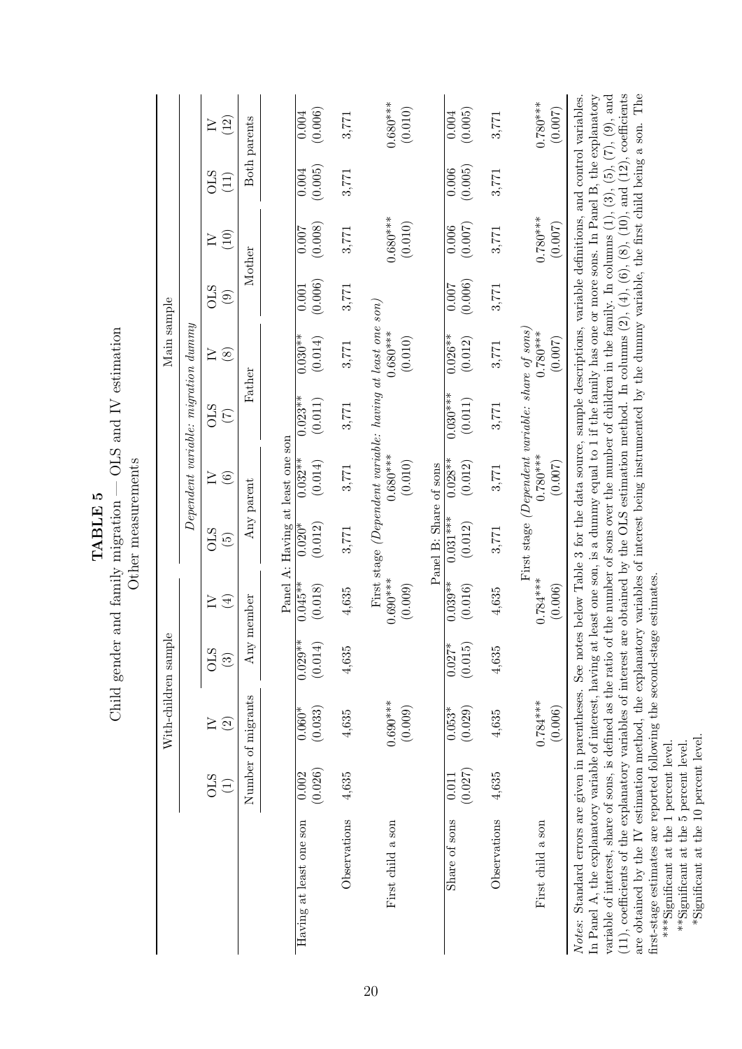**TABLE 5**

Child gender and family migration — OLS and IV estimation

Other measurements

| | With-children sample | | | | Main sample | | | | | | | |
|---|---|---|---|---|---|---|---|---|---|---|---|---|
| | | | | | *Dependent variable: migration dummy* | | | | | | | |
| | OLS (1) | IV (2) | OLS (3) | IV (4) | OLS (5) | IV (6) | OLS (7) | IV (8) | OLS (9) | IV (10) | OLS (11) | IV (12) |
| | Number of migrants | | Any member | | Any parent | | Father | | Mother | | Both parents | |
| | Panel A: Having at least one son | | | | | | | | | | | |
| Having at least one son | 0.002 | 0.060* | 0.029** | 0.045** | 0.020* | 0.032** | 0.023** | 0.030** | 0.001 | 0.007 | 0.004 | 0.004 |
| | (0.026) | (0.033) | (0.014) | (0.018) | (0.012) | (0.014) | (0.011) | (0.014) | (0.006) | (0.008) | (0.005) | (0.006) |
| Observations | 4,635 | 4,635 | 4,635 | 4,635 | 3,771 | 3,771 | 3,771 | 3,771 | 3,771 | 3,771 | 3,771 | 3,771 |
| | First stage (*Dependent variable: having at least one son*) | | | | | | | | | | | |
| First child a son | | 0.690*** | | 0.690*** | | 0.680*** | | 0.680*** | | 0.680*** | | 0.680*** |
| | | (0.009) | | (0.009) | | (0.010) | | (0.010) | | (0.010) | | (0.010) |
| | Panel B: Share of sons | | | | | | | | | | | |
| Share of sons | 0.011 | 0.053* | 0.027* | 0.039** | 0.031*** | 0.028** | 0.030*** | 0.026** | 0.007 | 0.006 | 0.006 | 0.004 |
| | (0.027) | (0.029) | (0.015) | (0.016) | (0.012) | (0.012) | (0.011) | (0.012) | (0.006) | (0.007) | (0.005) | (0.005) |
| Observations | 4,635 | 4,635 | 4,635 | 4,635 | 3,771 | 3,771 | 3,771 | 3,771 | 3,771 | 3,771 | 3,771 | 3,771 |
| | First stage (*Dependent variable: share of sons*) | | | | | | | | | | | |
| First child a son | | 0.784*** | | 0.784*** | | 0.780*** | | 0.780*** | | 0.780*** | | 0.780*** |
| | | (0.006) | | (0.006) | | (0.007) | | (0.007) | | (0.007) | | (0.007) |

*Notes*: Standard errors are given in parentheses. See notes below Table 3 for the data source, sample descriptions, variable definitions, and control variables. In Panel A, the explanatory variable of interest, having at least one son, is a dummy equal to 1 if the family has one or more sons. In Panel B, the explanatory variable of interest, share of sons, is defined as the ratio of the number of sons over the number of children in the family. In columns (1), (3), (5), (7), (9), and (11), coefficients of the explanatory variables of interest are obtained by the OLS estimation method. In columns (2), (4), (6), (8), (10), and (12), coefficients are obtained by the IV estimation method, the explanatory variables of interest being instrumented by the dummy variable, the first child being a son. The first-stage estimates are reported following the second-stage estimates.

***Significant at the 1 percent level.

**Significant at the 5 percent level.

*Significant at the 10 percent level.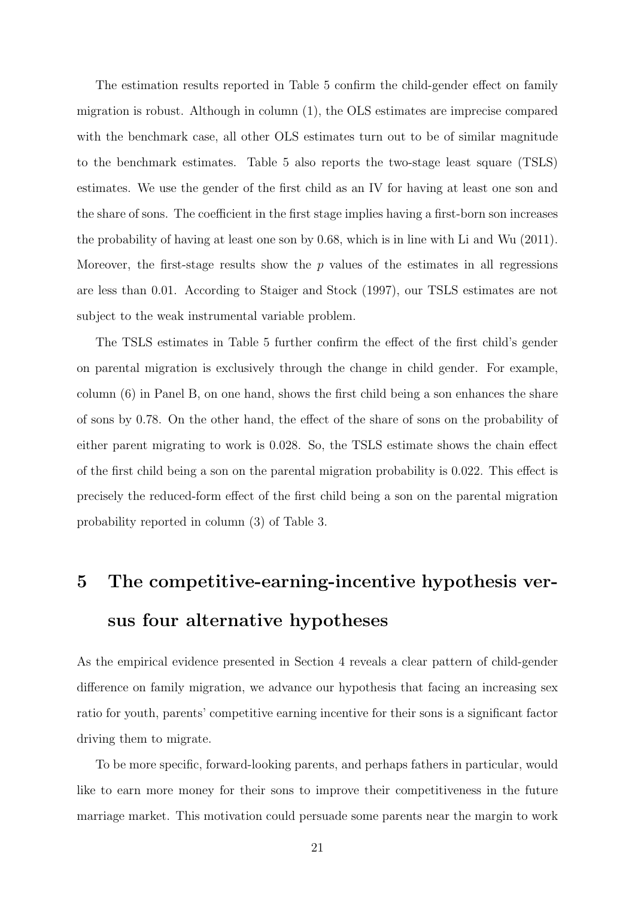The estimation results reported in Table 5 confirm the child-gender effect on family migration is robust. Although in column (1), the OLS estimates are imprecise compared with the benchmark case, all other OLS estimates turn out to be of similar magnitude to the benchmark estimates. Table 5 also reports the two-stage least square (TSLS) estimates. We use the gender of the first child as an IV for having at least one son and the share of sons. The coefficient in the first stage implies having a first-born son increases the probability of having at least one son by 0.68, which is in line with Li and Wu (2011). Moreover, the first-stage results show the $p$ values of the estimates in all regressions are less than 0.01. According to Staiger and Stock (1997), our TSLS estimates are not subject to the weak instrumental variable problem.

The TSLS estimates in Table 5 further confirm the effect of the first child's gender on parental migration is exclusively through the change in child gender. For example, column (6) in Panel B, on one hand, shows the first child being a son enhances the share of sons by 0.78. On the other hand, the effect of the share of sons on the probability of either parent migrating to work is 0.028. So, the TSLS estimate shows the chain effect of the first child being a son on the parental migration probability is 0.022. This effect is precisely the reduced-form effect of the first child being a son on the parental migration probability reported in column (3) of Table 3.

# 5 The competitive-earning-incentive hypothesis versus four alternative hypotheses

As the empirical evidence presented in Section 4 reveals a clear pattern of child-gender difference on family migration, we advance our hypothesis that facing an increasing sex ratio for youth, parents' competitive earning incentive for their sons is a significant factor driving them to migrate.

To be more specific, forward-looking parents, and perhaps fathers in particular, would like to earn more money for their sons to improve their competitiveness in the future marriage market. This motivation could persuade some parents near the margin to work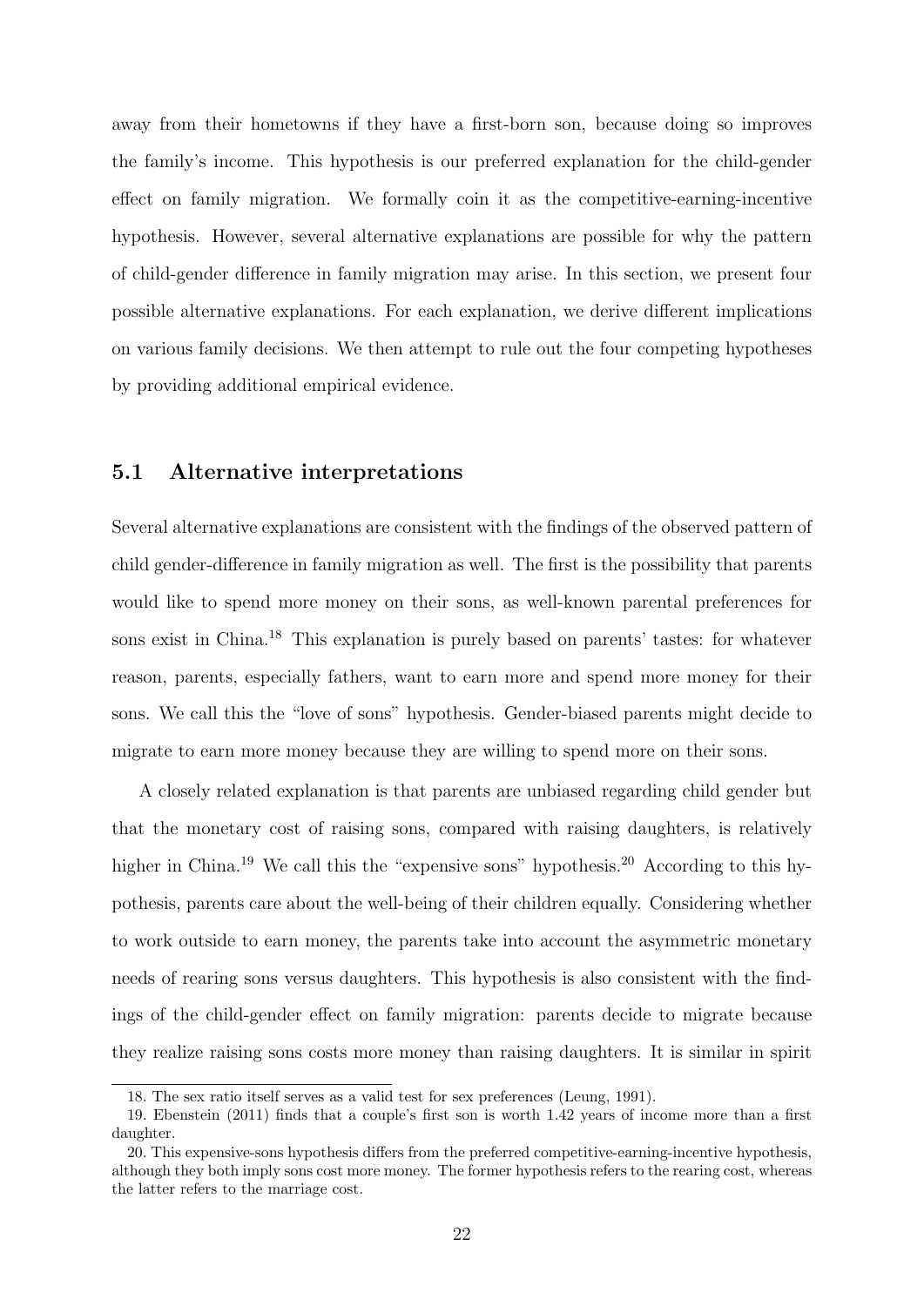away from their hometowns if they have a first-born son, because doing so improves the family's income. This hypothesis is our preferred explanation for the child-gender effect on family migration. We formally coin it as the competitive-earning-incentive hypothesis. However, several alternative explanations are possible for why the pattern of child-gender difference in family migration may arise. In this section, we present four possible alternative explanations. For each explanation, we derive different implications on various family decisions. We then attempt to rule out the four competing hypotheses by providing additional empirical evidence.

## 5.1 Alternative interpretations

Several alternative explanations are consistent with the findings of the observed pattern of child gender-difference in family migration as well. The first is the possibility that parents would like to spend more money on their sons, as well-known parental preferences for sons exist in China.[18] This explanation is purely based on parents' tastes: for whatever reason, parents, especially fathers, want to earn more and spend more money for their sons. We call this the "love of sons" hypothesis. Gender-biased parents might decide to migrate to earn more money because they are willing to spend more on their sons.

A closely related explanation is that parents are unbiased regarding child gender but that the monetary cost of raising sons, compared with raising daughters, is relatively higher in China.[19] We call this the "expensive sons" hypothesis.[20] According to this hypothesis, parents care about the well-being of their children equally. Considering whether to work outside to earn money, the parents take into account the asymmetric monetary needs of rearing sons versus daughters. This hypothesis is also consistent with the findings of the child-gender effect on family migration: parents decide to migrate because they realize raising sons costs more money than raising daughters. It is similar in spirit

18. The sex ratio itself serves as a valid test for sex preferences (Leung, 1991).

19. Ebenstein (2011) finds that a couple's first son is worth 1.42 years of income more than a first daughter.

20. This expensive-sons hypothesis differs from the preferred competitive-earning-incentive hypothesis, although they both imply sons cost more money. The former hypothesis refers to the rearing cost, whereas the latter refers to the marriage cost.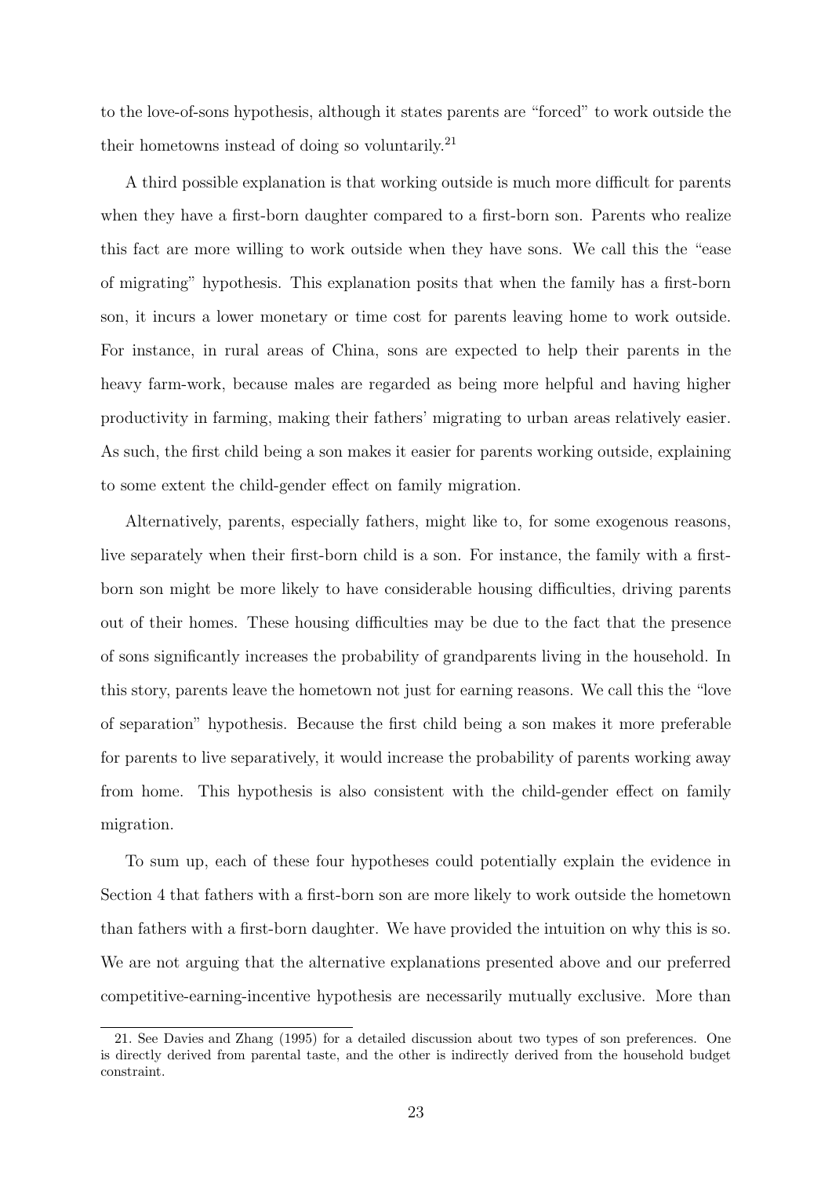to the love-of-sons hypothesis, although it states parents are "forced" to work outside the their hometowns instead of doing so voluntarily.[21]

A third possible explanation is that working outside is much more difficult for parents when they have a first-born daughter compared to a first-born son. Parents who realize this fact are more willing to work outside when they have sons. We call this the "ease of migrating" hypothesis. This explanation posits that when the family has a first-born son, it incurs a lower monetary or time cost for parents leaving home to work outside. For instance, in rural areas of China, sons are expected to help their parents in the heavy farm-work, because males are regarded as being more helpful and having higher productivity in farming, making their fathers' migrating to urban areas relatively easier. As such, the first child being a son makes it easier for parents working outside, explaining to some extent the child-gender effect on family migration.

Alternatively, parents, especially fathers, might like to, for some exogenous reasons, live separately when their first-born child is a son. For instance, the family with a first-born son might be more likely to have considerable housing difficulties, driving parents out of their homes. These housing difficulties may be due to the fact that the presence of sons significantly increases the probability of grandparents living in the household. In this story, parents leave the hometown not just for earning reasons. We call this the "love of separation" hypothesis. Because the first child being a son makes it more preferable for parents to live separatively, it would increase the probability of parents working away from home. This hypothesis is also consistent with the child-gender effect on family migration.

To sum up, each of these four hypotheses could potentially explain the evidence in Section 4 that fathers with a first-born son are more likely to work outside the hometown than fathers with a first-born daughter. We have provided the intuition on why this is so. We are not arguing that the alternative explanations presented above and our preferred competitive-earning-incentive hypothesis are necessarily mutually exclusive. More than

21. See Davies and Zhang (1995) for a detailed discussion about two types of son preferences. One is directly derived from parental taste, and the other is indirectly derived from the household budget constraint.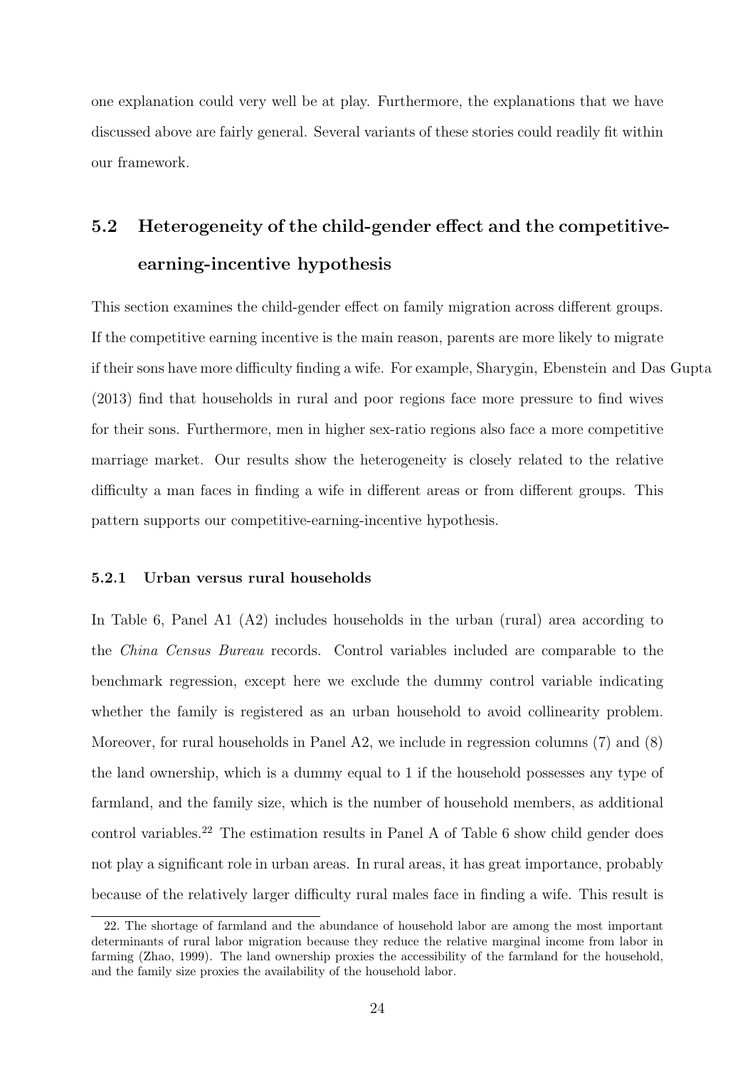one explanation could very well be at play. Furthermore, the explanations that we have discussed above are fairly general. Several variants of these stories could readily fit within our framework.

## 5.2 Heterogeneity of the child-gender effect and the competitive-earning-incentive hypothesis

This section examines the child-gender effect on family migration across different groups. If the competitive earning incentive is the main reason, parents are more likely to migrate if their sons have more difficulty finding a wife. For example, Sharygin, Ebenstein and Das Gupta (2013) find that households in rural and poor regions face more pressure to find wives for their sons. Furthermore, men in higher sex-ratio regions also face a more competitive marriage market. Our results show the heterogeneity is closely related to the relative difficulty a man faces in finding a wife in different areas or from different groups. This pattern supports our competitive-earning-incentive hypothesis.

### 5.2.1 Urban versus rural households

In Table 6, Panel A1 (A2) includes households in the urban (rural) area according to the *China Census Bureau* records. Control variables included are comparable to the benchmark regression, except here we exclude the dummy control variable indicating whether the family is registered as an urban household to avoid collinearity problem. Moreover, for rural households in Panel A2, we include in regression columns (7) and (8) the land ownership, which is a dummy equal to 1 if the household possesses any type of farmland, and the family size, which is the number of household members, as additional control variables.[22] The estimation results in Panel A of Table 6 show child gender does not play a significant role in urban areas. In rural areas, it has great importance, probably because of the relatively larger difficulty rural males face in finding a wife. This result is

22. The shortage of farmland and the abundance of household labor are among the most important determinants of rural labor migration because they reduce the relative marginal income from labor in farming (Zhao, 1999). The land ownership proxies the accessibility of the farmland for the household, and the family size proxies the availability of the household labor.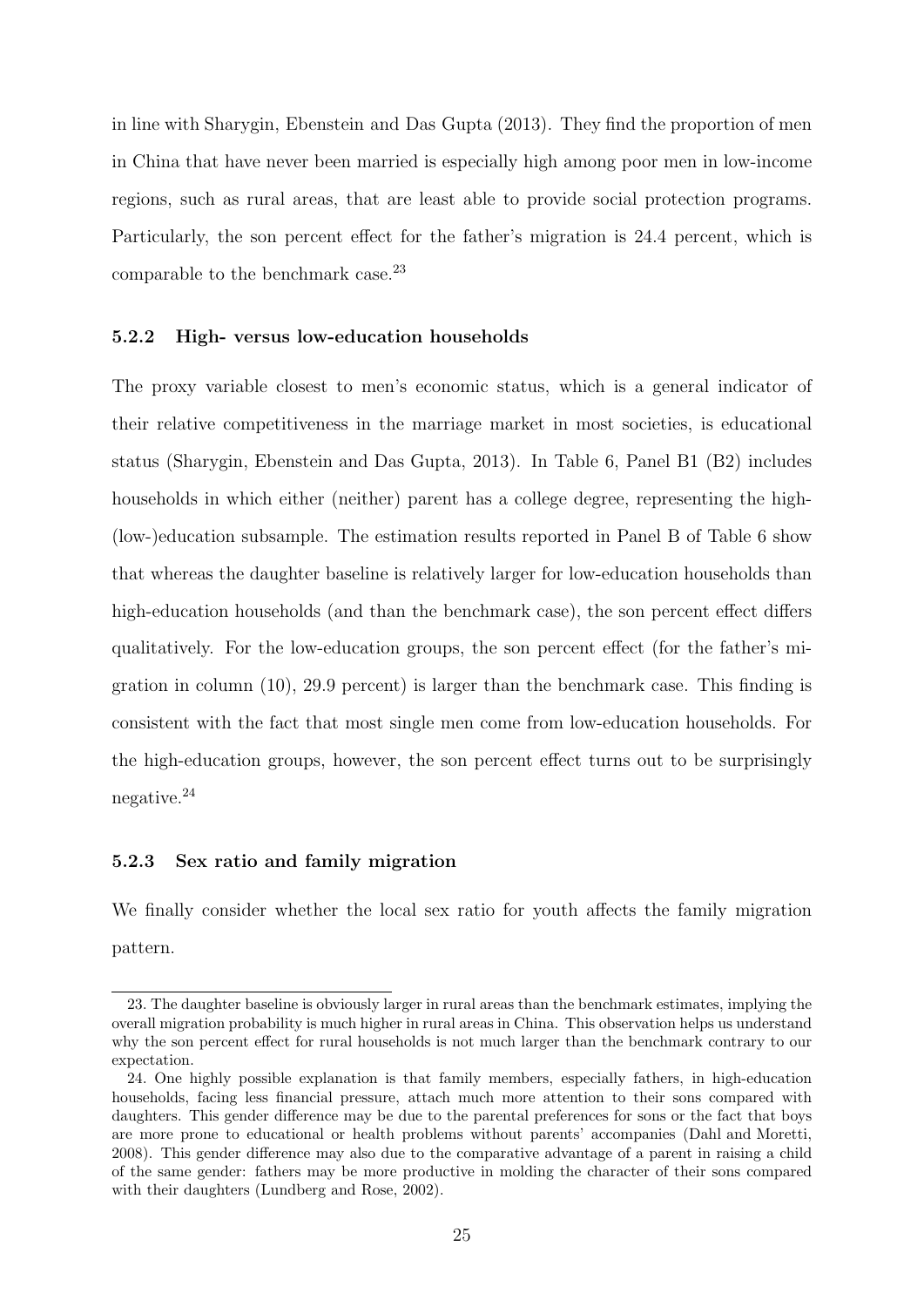in line with Sharygin, Ebenstein and Das Gupta (2013). They find the proportion of men in China that have never been married is especially high among poor men in low-income regions, such as rural areas, that are least able to provide social protection programs. Particularly, the son percent effect for the father's migration is 24.4 percent, which is comparable to the benchmark case.[23]

### 5.2.2 High- versus low-education households

The proxy variable closest to men's economic status, which is a general indicator of their relative competitiveness in the marriage market in most societies, is educational status (Sharygin, Ebenstein and Das Gupta, 2013). In Table 6, Panel B1 (B2) includes households in which either (neither) parent has a college degree, representing the high-(low-)education subsample. The estimation results reported in Panel B of Table 6 show that whereas the daughter baseline is relatively larger for low-education households than high-education households (and than the benchmark case), the son percent effect differs qualitatively. For the low-education groups, the son percent effect (for the father's migration in column (10), 29.9 percent) is larger than the benchmark case. This finding is consistent with the fact that most single men come from low-education households. For the high-education groups, however, the son percent effect turns out to be surprisingly negative.[24]

### 5.2.3 Sex ratio and family migration

We finally consider whether the local sex ratio for youth affects the family migration pattern.

---

23. The daughter baseline is obviously larger in rural areas than the benchmark estimates, implying the overall migration probability is much higher in rural areas in China. This observation helps us understand why the son percent effect for rural households is not much larger than the benchmark contrary to our expectation.

24. One highly possible explanation is that family members, especially fathers, in high-education households, facing less financial pressure, attach much more attention to their sons compared with daughters. This gender difference may be due to the parental preferences for sons or the fact that boys are more prone to educational or health problems without parents' accompanies (Dahl and Moretti, 2008). This gender difference may also due to the comparative advantage of a parent in raising a child of the same gender: fathers may be more productive in molding the character of their sons compared with their daughters (Lundberg and Rose, 2002).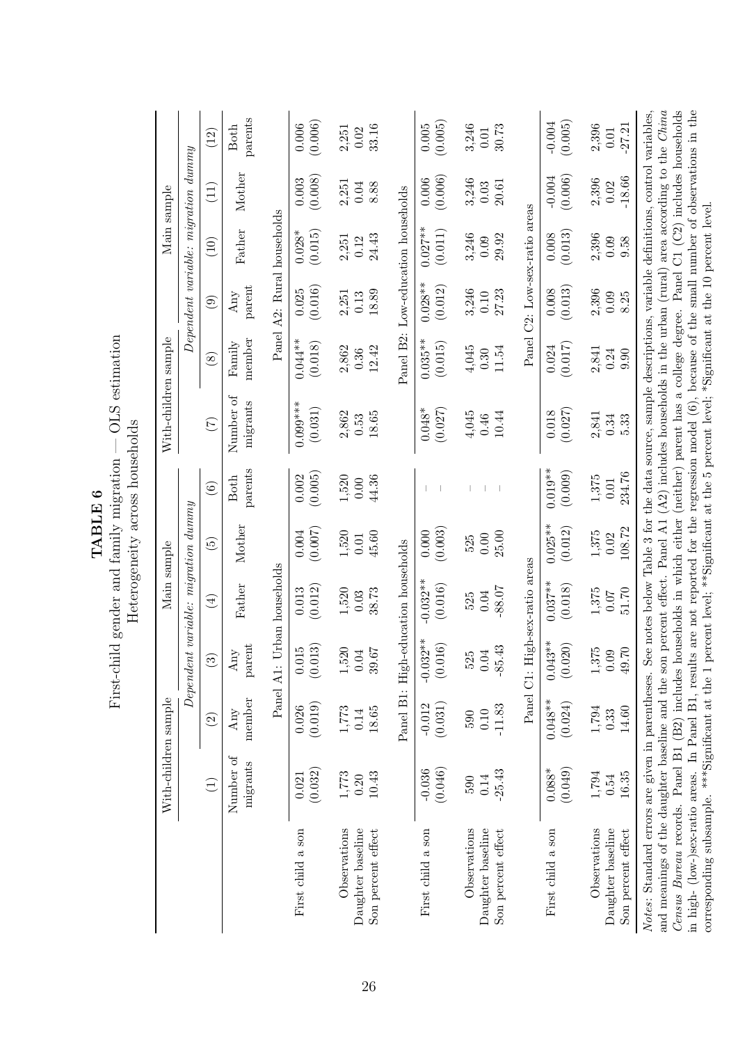**TABLE 6**

First-child gender and family migration — OLS estimation

Heterogeneity across households

| | With-children sample | | Main sample | | | | With-children sample | | Main sample | | | |
|---|---|---|---|---|---|---|---|---|---|---|---|---|
| | | | *Dependent variable: migration dummy* | | | | | | *Dependent variable: migration dummy* | | | |
| | (1) | (2) | (3) | (4) | (5) | (6) | (7) | (8) | (9) | (10) | (11) | (12) |
| | Number of migrants | Any member | Any parent | Father | Mother | Both parents | Number of migrants | Family member | Any parent | Father | Mother | Both parents |
| | Panel A1: Urban households | | | | | | Panel A2: Rural households | | | | | |
| First child a son | 0.021 | 0.026 | 0.015 | 0.013 | 0.004 | 0.002 | 0.099*** | 0.044** | 0.025 | 0.028* | 0.003 | 0.006 |
| | (0.032) | (0.019) | (0.013) | (0.012) | (0.007) | (0.005) | (0.031) | (0.018) | (0.016) | (0.015) | (0.008) | (0.006) |
| Observations | 1,773 | 1,773 | 1,520 | 1,520 | 1,520 | 1,520 | 2,862 | 2,862 | 2,251 | 2,251 | 2,251 | 2,251 |
| Daughter baseline | 0.20 | 0.14 | 0.04 | 0.03 | 0.01 | 0.00 | 0.53 | 0.36 | 0.13 | 0.12 | 0.04 | 0.02 |
| Son percent effect | 10.43 | 18.65 | 39.67 | 38.73 | 45.60 | 44.36 | 18.65 | 12.42 | 18.89 | 24.43 | 8.88 | 33.16 |
| | Panel B1: High-education households | | | | | | Panel B2: Low-education households | | | | | |
| First child a son | -0.036 | -0.012 | -0.032** | -0.032** | 0.000 | – | 0.048* | 0.035** | 0.028** | 0.027** | 0.006 | 0.005 |
| | (0.046) | (0.031) | (0.016) | (0.016) | (0.003) | – | (0.027) | (0.015) | (0.012) | (0.011) | (0.006) | (0.005) |
| Observations | 590 | 590 | 525 | 525 | 525 | – | 4,045 | 4,045 | 3,246 | 3,246 | 3,246 | 3,246 |
| Daughter baseline | 0.14 | 0.10 | 0.04 | 0.04 | 0.00 | – | 0.46 | 0.30 | 0.10 | 0.09 | 0.03 | 0.01 |
| Son percent effect | -25.43 | -11.83 | -85.43 | -88.07 | 25.00 | – | 10.44 | 11.54 | 27.23 | 29.92 | 20.61 | 30.73 |
| | Panel C1: High-sex-ratio areas | | | | | | Panel C2: Low-sex-ratio areas | | | | | |
| First child a son | 0.088* | 0.048** | 0.043** | 0.037** | 0.025** | 0.019** | 0.018 | 0.024 | 0.008 | 0.008 | -0.004 | -0.004 |
| | (0.049) | (0.024) | (0.020) | (0.018) | (0.012) | (0.009) | (0.027) | (0.017) | (0.013) | (0.013) | (0.006) | (0.005) |
| Observations | 1,794 | 1,794 | 1,375 | 1,375 | 1,375 | 1,375 | 2,841 | 2,841 | 2,396 | 2,396 | 2,396 | 2,396 |
| Daughter baseline | 0.54 | 0.33 | 0.09 | 0.07 | 0.02 | 0.01 | 0.34 | 0.24 | 0.09 | 0.09 | 0.02 | 0.01 |
| Son percent effect | 16.35 | 14.60 | 49.70 | 51.70 | 108.72 | 234.76 | 5.33 | 9.90 | 8.25 | 9.58 | -18.66 | -27.21 |

*Notes*: Standard errors are given in parentheses. See notes below Table 3 for the data source, sample descriptions, variable definitions, control variables, and meanings of the daughter baseline and the son percent effect. Panel A1 (A2) includes households in the urban (rural) area according to the *China Census Bureau* records. Panel B1 (B2) includes households in which either (neither) parent has a college degree. Panel C1 (C2) includes households in high- (low-)sex-ratio areas. In Panel B1, results are not reported for the regression model (6), because of the small number of observations in the corresponding subsample. ***Significant at the 1 percent level; **Significant at the 5 percent level; *Significant at the 10 percent level.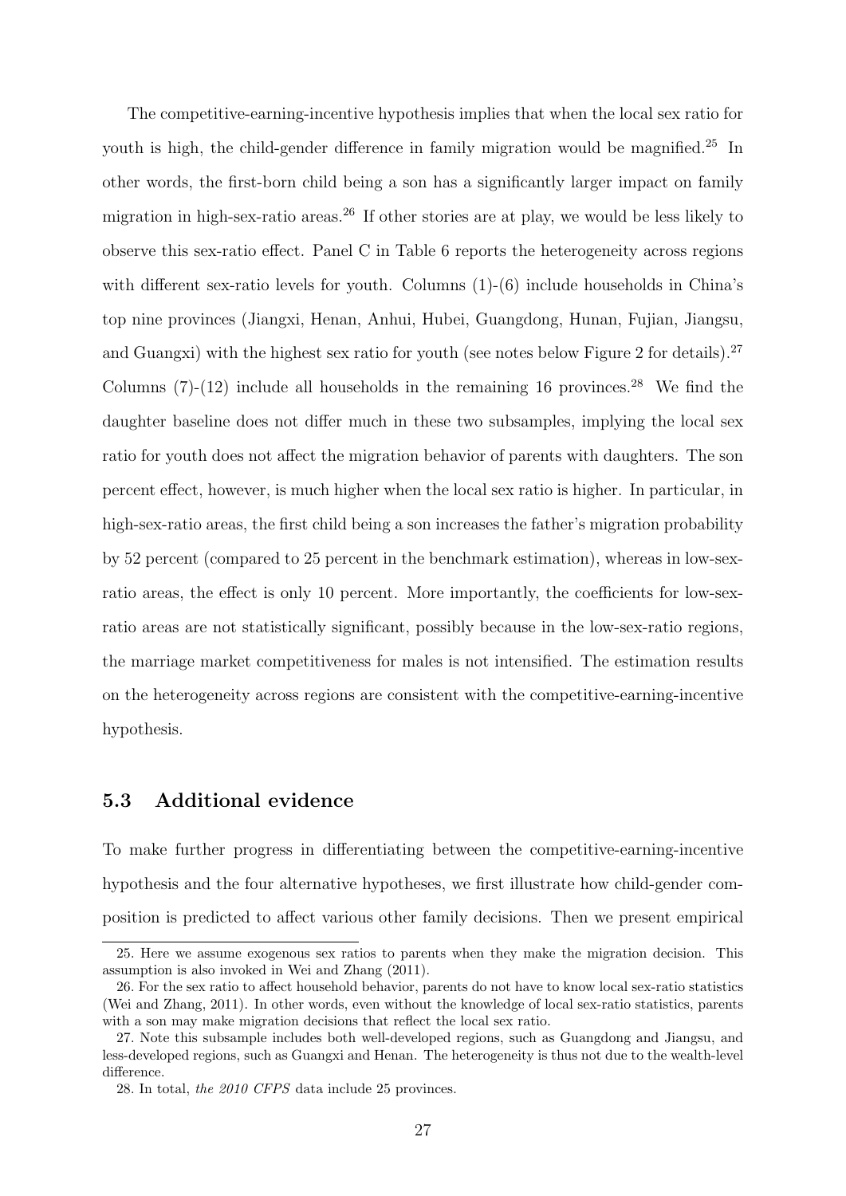The competitive-earning-incentive hypothesis implies that when the local sex ratio for youth is high, the child-gender difference in family migration would be magnified.[25] In other words, the first-born child being a son has a significantly larger impact on family migration in high-sex-ratio areas.[26] If other stories are at play, we would be less likely to observe this sex-ratio effect. Panel C in Table 6 reports the heterogeneity across regions with different sex-ratio levels for youth. Columns (1)-(6) include households in China's top nine provinces (Jiangxi, Henan, Anhui, Hubei, Guangdong, Hunan, Fujian, Jiangsu, and Guangxi) with the highest sex ratio for youth (see notes below Figure 2 for details).[27] Columns (7)-(12) include all households in the remaining 16 provinces.[28] We find the daughter baseline does not differ much in these two subsamples, implying the local sex ratio for youth does not affect the migration behavior of parents with daughters. The son percent effect, however, is much higher when the local sex ratio is higher. In particular, in high-sex-ratio areas, the first child being a son increases the father's migration probability by 52 percent (compared to 25 percent in the benchmark estimation), whereas in low-sex-ratio areas, the effect is only 10 percent. More importantly, the coefficients for low-sex-ratio areas are not statistically significant, possibly because in the low-sex-ratio regions, the marriage market competitiveness for males is not intensified. The estimation results on the heterogeneity across regions are consistent with the competitive-earning-incentive hypothesis.

## 5.3 Additional evidence

To make further progress in differentiating between the competitive-earning-incentive hypothesis and the four alternative hypotheses, we first illustrate how child-gender composition is predicted to affect various other family decisions. Then we present empirical

---

25. Here we assume exogenous sex ratios to parents when they make the migration decision. This assumption is also invoked in Wei and Zhang (2011).

26. For the sex ratio to affect household behavior, parents do not have to know local sex-ratio statistics (Wei and Zhang, 2011). In other words, even without the knowledge of local sex-ratio statistics, parents with a son may make migration decisions that reflect the local sex ratio.

27. Note this subsample includes both well-developed regions, such as Guangdong and Jiangsu, and less-developed regions, such as Guangxi and Henan. The heterogeneity is thus not due to the wealth-level difference.

28. In total, *the 2010 CFPS* data include 25 provinces.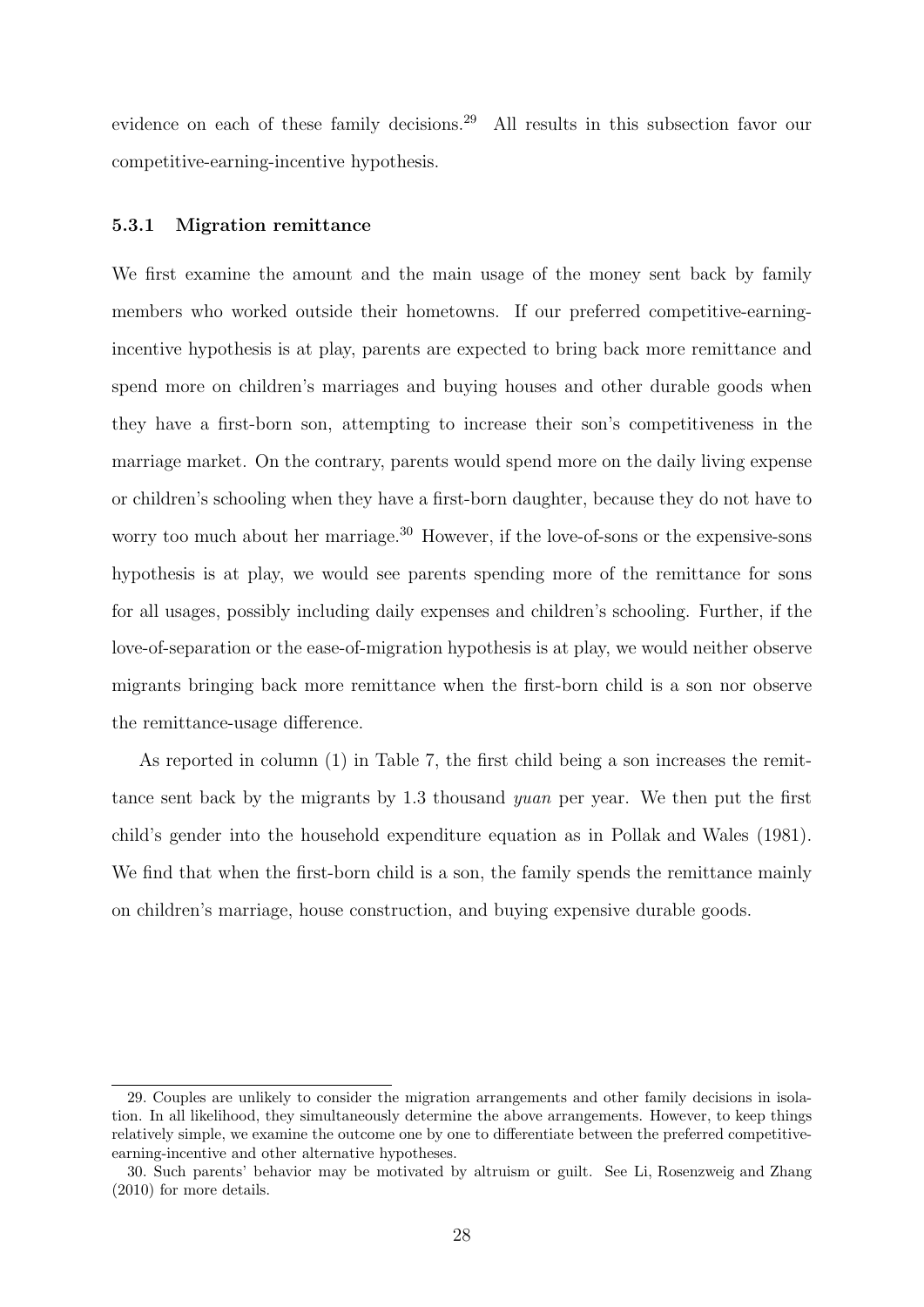evidence on each of these family decisions.[29] All results in this subsection favor our competitive-earning-incentive hypothesis.

### 5.3.1 Migration remittance

We first examine the amount and the main usage of the money sent back by family members who worked outside their hometowns. If our preferred competitive-earning-incentive hypothesis is at play, parents are expected to bring back more remittance and spend more on children's marriages and buying houses and other durable goods when they have a first-born son, attempting to increase their son's competitiveness in the marriage market. On the contrary, parents would spend more on the daily living expense or children's schooling when they have a first-born daughter, because they do not have to worry too much about her marriage.[30] However, if the love-of-sons or the expensive-sons hypothesis is at play, we would see parents spending more of the remittance for sons for all usages, possibly including daily expenses and children's schooling. Further, if the love-of-separation or the ease-of-migration hypothesis is at play, we would neither observe migrants bringing back more remittance when the first-born child is a son nor observe the remittance-usage difference.

As reported in column (1) in Table 7, the first child being a son increases the remittance sent back by the migrants by 1.3 thousand *yuan* per year. We then put the first child's gender into the household expenditure equation as in Pollak and Wales (1981). We find that when the first-born child is a son, the family spends the remittance mainly on children's marriage, house construction, and buying expensive durable goods.

---

29. Couples are unlikely to consider the migration arrangements and other family decisions in isolation. In all likelihood, they simultaneously determine the above arrangements. However, to keep things relatively simple, we examine the outcome one by one to differentiate between the preferred competitive-earning-incentive and other alternative hypotheses.

30. Such parents' behavior may be motivated by altruism or guilt. See Li, Rosenzweig and Zhang (2010) for more details.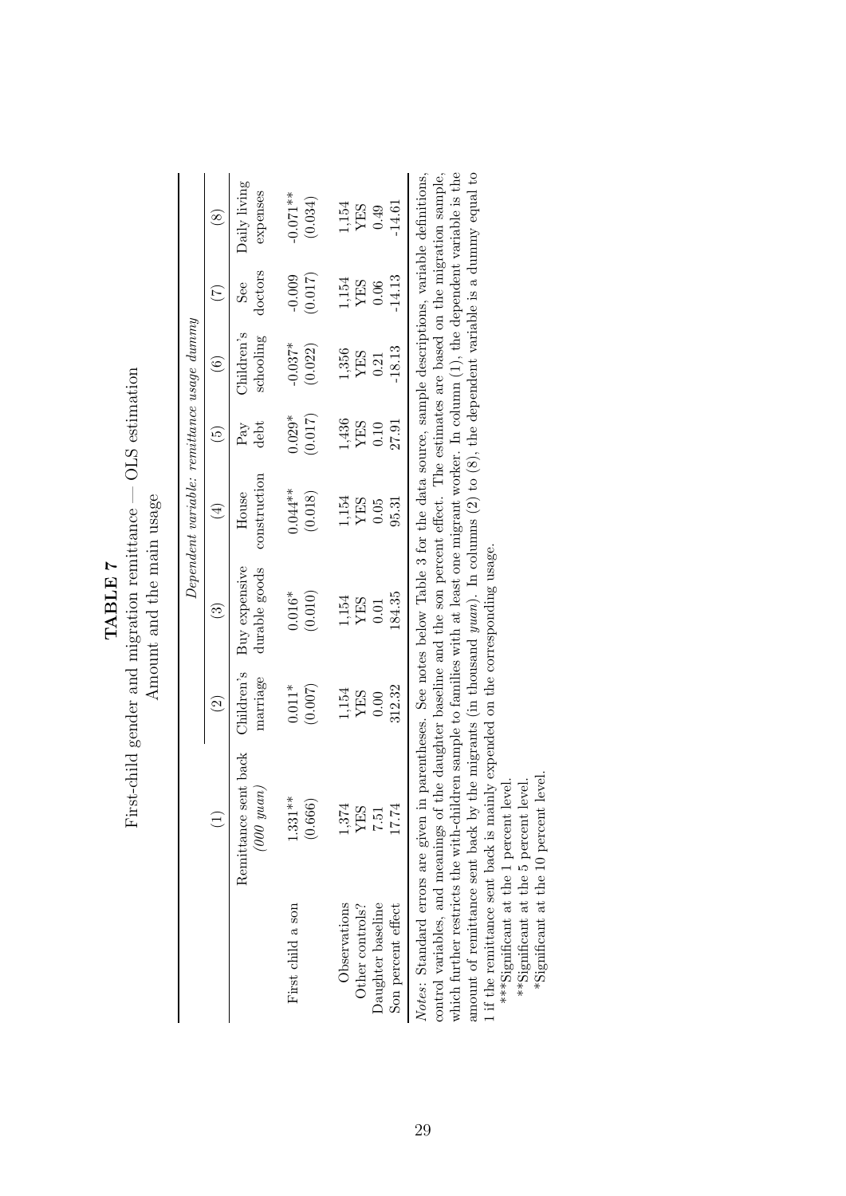**TABLE 7**

First-child gender and migration remittance — OLS estimation

Amount and the main usage

| | (1) | (2) | (3) | (4) | (5) | (6) | (7) | (8) |
|---|---|---|---|---|---|---|---|---|
| | | *Dependent variable: remittance usage dummy* | | | | | | |
| | Remittance sent back *(000 yuan)* | Children's marriage | Buy expensive durable goods | House construction | Pay debt | Children's schooling | See doctors | Daily living expenses |
| First child a son | 1.331** | 0.011* | 0.016* | 0.044** | 0.029* | -0.037* | -0.009 | -0.071** |
| | (0.666) | (0.007) | (0.010) | (0.018) | (0.017) | (0.022) | (0.017) | (0.034) |
| Observations | 1,374 | 1,154 | 1,154 | 1,154 | 1,436 | 1,356 | 1,154 | 1,154 |
| Other controls? | YES | YES | YES | YES | YES | YES | YES | YES |
| Daughter baseline | 7.51 | 0.00 | 0.01 | 0.05 | 0.10 | 0.21 | 0.06 | 0.49 |
| Son percent effect | 17.74 | 312.32 | 184.35 | 95.31 | 27.91 | -18.13 | -14.13 | -14.61 |

*Notes*: Standard errors are given in parentheses. See notes below Table 3 for the data source, sample descriptions, variable definitions, control variables, and meanings of the daughter baseline and the son percent effect. The estimates are based on the migration sample, which further restricts the with-children sample to families with at least one migrant worker. In column (1), the dependent variable is the amount of remittance sent back by the migrants (in thousand *yuan*). In columns (2) to (8), the dependent variable is a dummy equal to 1 if the remittance sent back is mainly expended on the corresponding usage.

***Significant at the 1 percent level.

**Significant at the 5 percent level.

*Significant at the 10 percent level.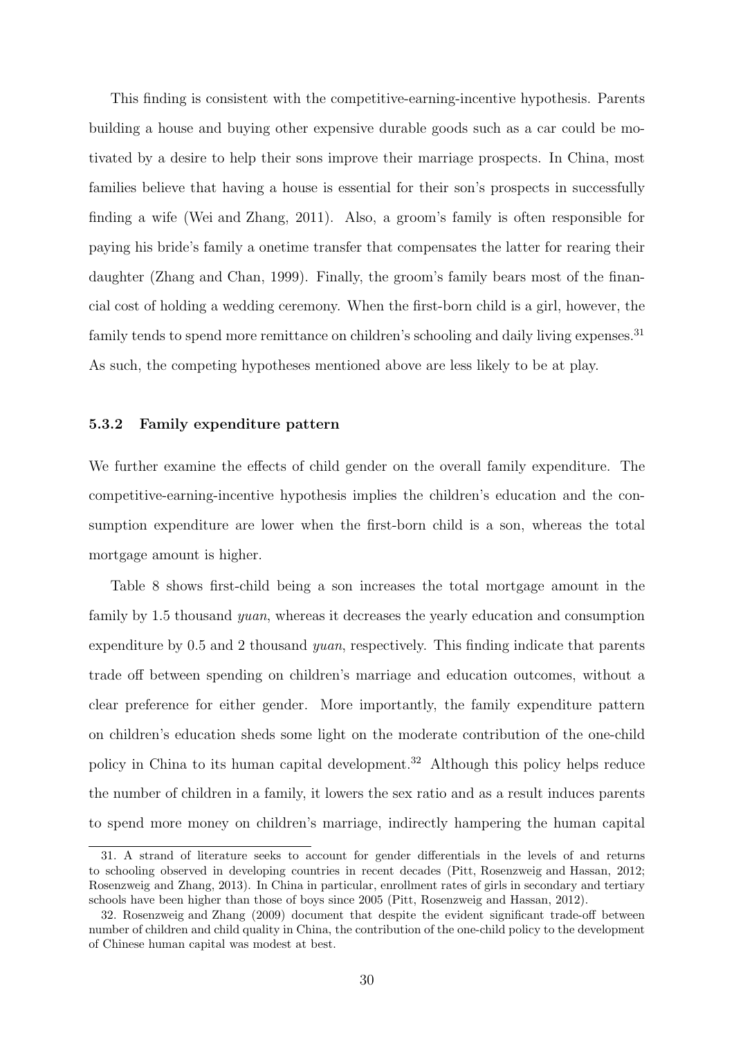This finding is consistent with the competitive-earning-incentive hypothesis. Parents building a house and buying other expensive durable goods such as a car could be motivated by a desire to help their sons improve their marriage prospects. In China, most families believe that having a house is essential for their son's prospects in successfully finding a wife (Wei and Zhang, 2011). Also, a groom's family is often responsible for paying his bride's family a onetime transfer that compensates the latter for rearing their daughter (Zhang and Chan, 1999). Finally, the groom's family bears most of the financial cost of holding a wedding ceremony. When the first-born child is a girl, however, the family tends to spend more remittance on children's schooling and daily living expenses.[31] As such, the competing hypotheses mentioned above are less likely to be at play.

### 5.3.2 Family expenditure pattern

We further examine the effects of child gender on the overall family expenditure. The competitive-earning-incentive hypothesis implies the children's education and the consumption expenditure are lower when the first-born child is a son, whereas the total mortgage amount is higher.

Table 8 shows first-child being a son increases the total mortgage amount in the family by 1.5 thousand *yuan*, whereas it decreases the yearly education and consumption expenditure by 0.5 and 2 thousand *yuan*, respectively. This finding indicate that parents trade off between spending on children's marriage and education outcomes, without a clear preference for either gender. More importantly, the family expenditure pattern on children's education sheds some light on the moderate contribution of the one-child policy in China to its human capital development.[32] Although this policy helps reduce the number of children in a family, it lowers the sex ratio and as a result induces parents to spend more money on children's marriage, indirectly hampering the human capital

31. A strand of literature seeks to account for gender differentials in the levels of and returns to schooling observed in developing countries in recent decades (Pitt, Rosenzweig and Hassan, 2012; Rosenzweig and Zhang, 2013). In China in particular, enrollment rates of girls in secondary and tertiary schools have been higher than those of boys since 2005 (Pitt, Rosenzweig and Hassan, 2012).

32. Rosenzweig and Zhang (2009) document that despite the evident significant trade-off between number of children and child quality in China, the contribution of the one-child policy to the development of Chinese human capital was modest at best.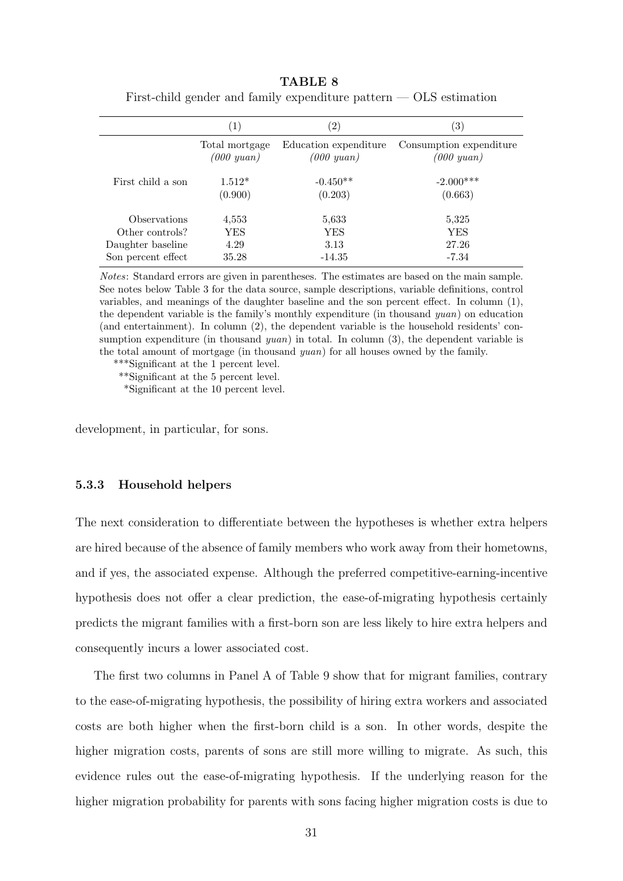**TABLE 8**

First-child gender and family expenditure pattern — OLS estimation

| | (1) | (2) | (3) |
|---|---|---|---|
| | Total mortgage *(000 yuan)* | Education expenditure *(000 yuan)* | Consumption expenditure *(000 yuan)* |
| First child a son | 1.512* | -0.450** | -2.000*** |
| | (0.900) | (0.203) | (0.663) |
| Observations | 4,553 | 5,633 | 5,325 |
| Other controls? | YES | YES | YES |
| Daughter baseline | 4.29 | 3.13 | 27.26 |
| Son percent effect | 35.28 | -14.35 | -7.34 |

*Notes*: Standard errors are given in parentheses. The estimates are based on the main sample. See notes below Table 3 for the data source, sample descriptions, variable definitions, control variables, and meanings of the daughter baseline and the son percent effect. In column (1), the dependent variable is the family's monthly expenditure (in thousand *yuan*) on education (and entertainment). In column (2), the dependent variable is the household residents' consumption expenditure (in thousand *yuan*) in total. In column (3), the dependent variable is the total amount of mortgage (in thousand *yuan*) for all houses owned by the family.

***Significant at the 1 percent level.

**Significant at the 5 percent level.

*Significant at the 10 percent level.

development, in particular, for sons.

### 5.3.3 Household helpers

The next consideration to differentiate between the hypotheses is whether extra helpers are hired because of the absence of family members who work away from their hometowns, and if yes, the associated expense. Although the preferred competitive-earning-incentive hypothesis does not offer a clear prediction, the ease-of-migrating hypothesis certainly predicts the migrant families with a first-born son are less likely to hire extra helpers and consequently incurs a lower associated cost.

The first two columns in Panel A of Table 9 show that for migrant families, contrary to the ease-of-migrating hypothesis, the possibility of hiring extra workers and associated costs are both higher when the first-born child is a son. In other words, despite the higher migration costs, parents of sons are still more willing to migrate. As such, this evidence rules out the ease-of-migrating hypothesis. If the underlying reason for the higher migration probability for parents with sons facing higher migration costs is due to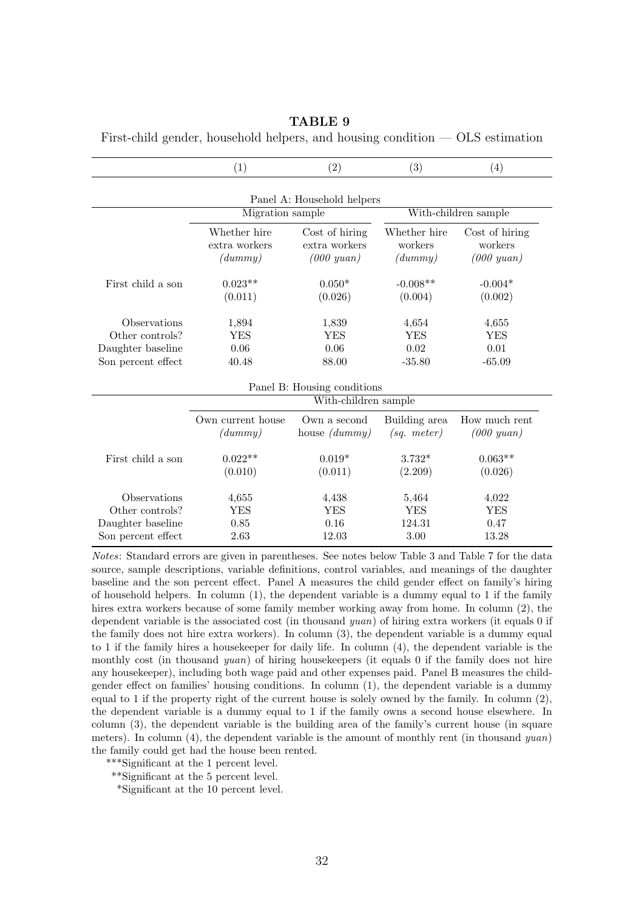**TABLE 9**

First-child gender, household helpers, and housing condition — OLS estimation

| | (1) | (2) | (3) | (4) |
|---|---|---|---|---|
| | **Panel A: Household helpers** | | | |
| | Migration sample | | With-children sample | |
| | Whether hire extra workers *(dummy)* | Cost of hiring extra workers *(000 yuan)* | Whether hire workers *(dummy)* | Cost of hiring workers *(000 yuan)* |
| First child a son | 0.023** | 0.050* | -0.008** | -0.004* |
| | (0.011) | (0.026) | (0.004) | (0.002) |
| Observations | 1,894 | 1,839 | 4,654 | 4,655 |
| Other controls? | YES | YES | YES | YES |
| Daughter baseline | 0.06 | 0.06 | 0.02 | 0.01 |
| Son percent effect | 40.48 | 88.00 | -35.80 | -65.09 |
| | **Panel B: Housing conditions** | | | |
| | With-children sample | | | |
| | Own current house *(dummy)* | Own a second house *(dummy)* | Building area *(sq. meter)* | How much rent *(000 yuan)* |
| First child a son | 0.022** | 0.019* | 3.732* | 0.063** |
| | (0.010) | (0.011) | (2.209) | (0.026) |
| Observations | 4,655 | 4,438 | 5,464 | 4,022 |
| Other controls? | YES | YES | YES | YES |
| Daughter baseline | 0.85 | 0.16 | 124.31 | 0.47 |
| Son percent effect | 2.63 | 12.03 | 3.00 | 13.28 |

*Notes*: Standard errors are given in parentheses. See notes below Table 3 and Table 7 for the data source, sample descriptions, variable definitions, control variables, and meanings of the daughter baseline and the son percent effect. Panel A measures the child gender effect on family's hiring of household helpers. In column (1), the dependent variable is a dummy equal to 1 if the family hires extra workers because of some family member working away from home. In column (2), the dependent variable is the associated cost (in thousand *yuan*) of hiring extra workers (it equals 0 if the family does not hire extra workers). In column (3), the dependent variable is a dummy equal to 1 if the family hires a housekeeper for daily life. In column (4), the dependent variable is the monthly cost (in thousand *yuan*) of hiring housekeepers (it equals 0 if the family does not hire any housekeeper), including both wage paid and other expenses paid. Panel B measures the child-gender effect on families' housing conditions. In column (1), the dependent variable is a dummy equal to 1 if the property right of the current house is solely owned by the family. In column (2), the dependent variable is a dummy equal to 1 if the family owns a second house elsewhere. In column (3), the dependent variable is the building area of the family's current house (in square meters). In column (4), the dependent variable is the amount of monthly rent (in thousand *yuan*) the family could get had the house been rented.

***Significant at the 1 percent level.

**Significant at the 5 percent level.

*Significant at the 10 percent level.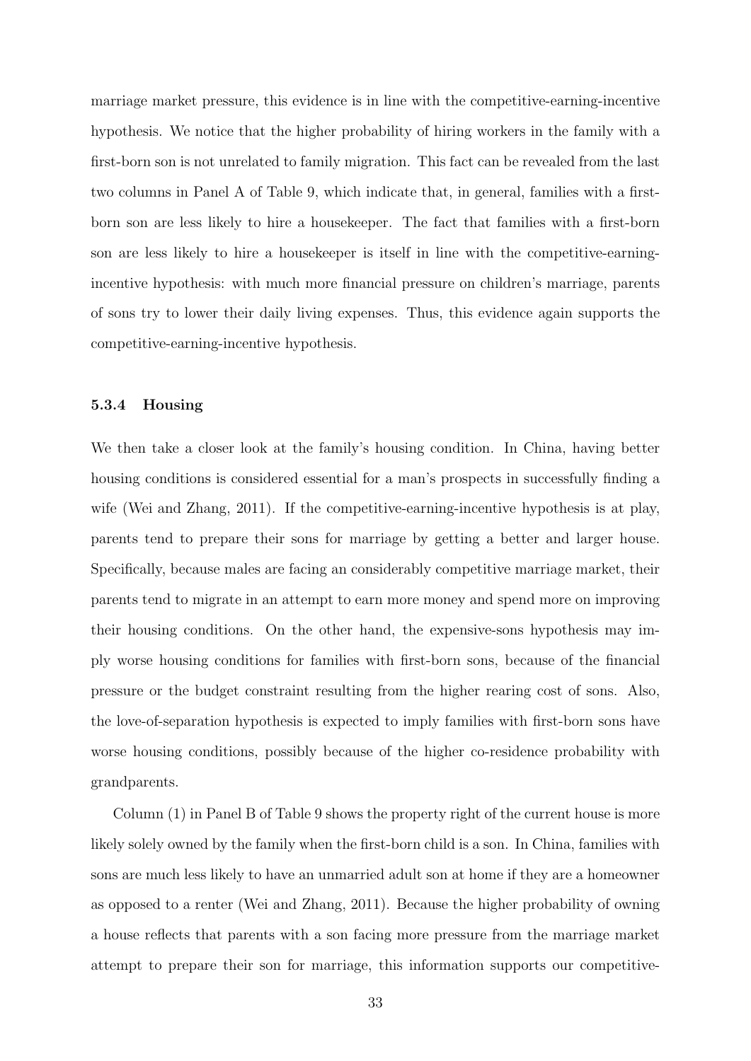marriage market pressure, this evidence is in line with the competitive-earning-incentive hypothesis. We notice that the higher probability of hiring workers in the family with a first-born son is not unrelated to family migration. This fact can be revealed from the last two columns in Panel A of Table 9, which indicate that, in general, families with a first-born son are less likely to hire a housekeeper. The fact that families with a first-born son are less likely to hire a housekeeper is itself in line with the competitive-earning-incentive hypothesis: with much more financial pressure on children's marriage, parents of sons try to lower their daily living expenses. Thus, this evidence again supports the competitive-earning-incentive hypothesis.

#### 5.3.4 Housing

We then take a closer look at the family's housing condition. In China, having better housing conditions is considered essential for a man's prospects in successfully finding a wife (Wei and Zhang, 2011). If the competitive-earning-incentive hypothesis is at play, parents tend to prepare their sons for marriage by getting a better and larger house. Specifically, because males are facing an considerably competitive marriage market, their parents tend to migrate in an attempt to earn more money and spend more on improving their housing conditions. On the other hand, the expensive-sons hypothesis may imply worse housing conditions for families with first-born sons, because of the financial pressure or the budget constraint resulting from the higher rearing cost of sons. Also, the love-of-separation hypothesis is expected to imply families with first-born sons have worse housing conditions, possibly because of the higher co-residence probability with grandparents.

Column (1) in Panel B of Table 9 shows the property right of the current house is more likely solely owned by the family when the first-born child is a son. In China, families with sons are much less likely to have an unmarried adult son at home if they are a homeowner as opposed to a renter (Wei and Zhang, 2011). Because the higher probability of owning a house reflects that parents with a son facing more pressure from the marriage market attempt to prepare their son for marriage, this information supports our competitive-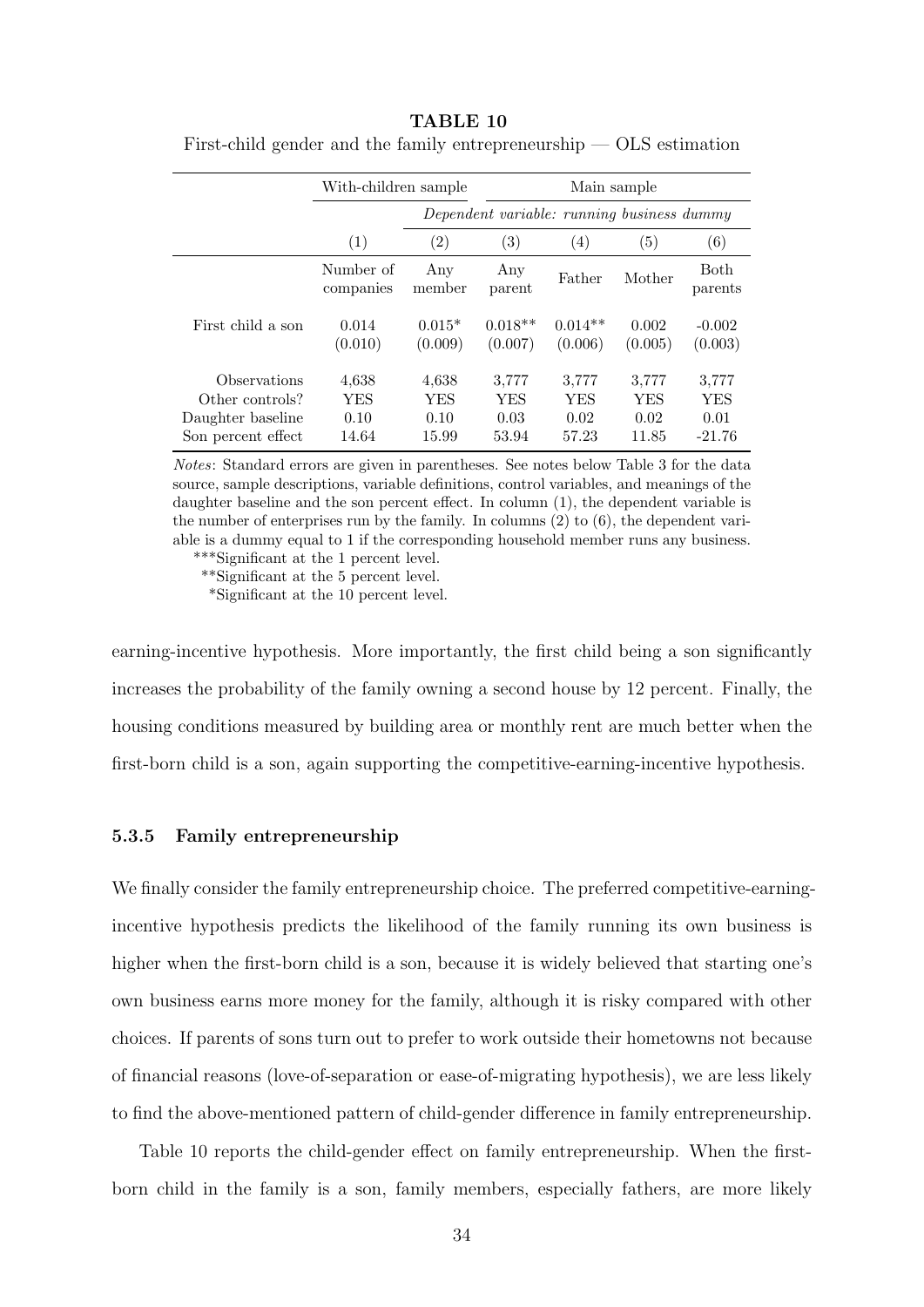**TABLE 10**

First-child gender and the family entrepreneurship — OLS estimation

| | With-children sample | | Main sample | | | |
|---|---|---|---|---|---|---|
| | | *Dependent variable: running business dummy* | | | | |
| | (1) | (2) | (3) | (4) | (5) | (6) |
| | Number of companies | Any member | Any parent | Father | Mother | Both parents |
| First child a son | 0.014 | 0.015* | 0.018** | 0.014** | 0.002 | -0.002 |
| | (0.010) | (0.009) | (0.007) | (0.006) | (0.005) | (0.003) |
| Observations | 4,638 | 4,638 | 3,777 | 3,777 | 3,777 | 3,777 |
| Other controls? | YES | YES | YES | YES | YES | YES |
| Daughter baseline | 0.10 | 0.10 | 0.03 | 0.02 | 0.02 | 0.01 |
| Son percent effect | 14.64 | 15.99 | 53.94 | 57.23 | 11.85 | -21.76 |

*Notes*: Standard errors are given in parentheses. See notes below Table 3 for the data source, sample descriptions, variable definitions, control variables, and meanings of the daughter baseline and the son percent effect. In column (1), the dependent variable is the number of enterprises run by the family. In columns (2) to (6), the dependent variable is a dummy equal to 1 if the corresponding household member runs any business.

***Significant at the 1 percent level.

**Significant at the 5 percent level.

*Significant at the 10 percent level.

earning-incentive hypothesis. More importantly, the first child being a son significantly increases the probability of the family owning a second house by 12 percent. Finally, the housing conditions measured by building area or monthly rent are much better when the first-born child is a son, again supporting the competitive-earning-incentive hypothesis.

#### 5.3.5 Family entrepreneurship

We finally consider the family entrepreneurship choice. The preferred competitive-earning-incentive hypothesis predicts the likelihood of the family running its own business is higher when the first-born child is a son, because it is widely believed that starting one's own business earns more money for the family, although it is risky compared with other choices. If parents of sons turn out to prefer to work outside their hometowns not because of financial reasons (love-of-separation or ease-of-migrating hypothesis), we are less likely to find the above-mentioned pattern of child-gender difference in family entrepreneurship.

Table 10 reports the child-gender effect on family entrepreneurship. When the first-born child in the family is a son, family members, especially fathers, are more likely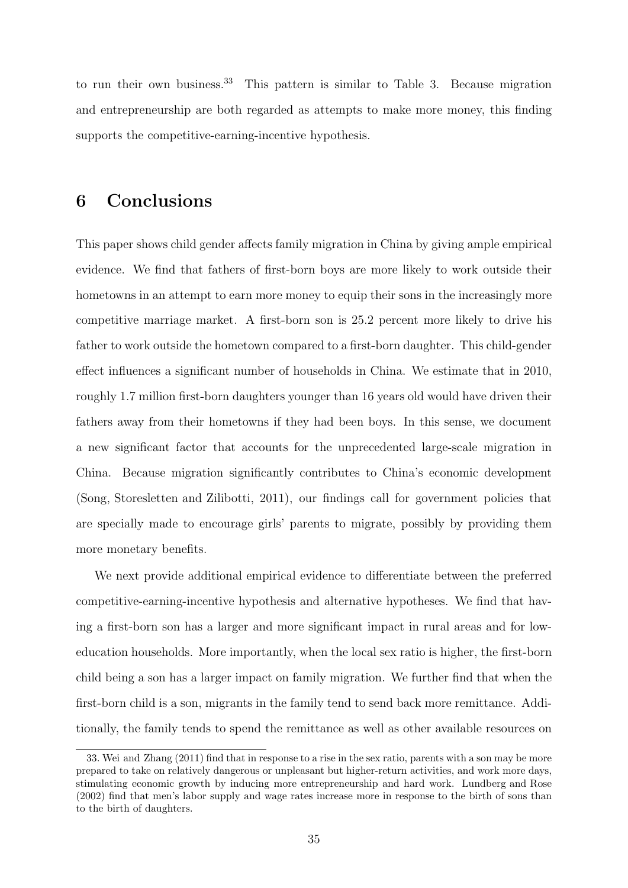to run their own business.[33] This pattern is similar to Table 3. Because migration and entrepreneurship are both regarded as attempts to make more money, this finding supports the competitive-earning-incentive hypothesis.

## 6 Conclusions

This paper shows child gender affects family migration in China by giving ample empirical evidence. We find that fathers of first-born boys are more likely to work outside their hometowns in an attempt to earn more money to equip their sons in the increasingly more competitive marriage market. A first-born son is 25.2 percent more likely to drive his father to work outside the hometown compared to a first-born daughter. This child-gender effect influences a significant number of households in China. We estimate that in 2010, roughly 1.7 million first-born daughters younger than 16 years old would have driven their fathers away from their hometowns if they had been boys. In this sense, we document a new significant factor that accounts for the unprecedented large-scale migration in China. Because migration significantly contributes to China's economic development (Song, Storesletten and Zilibotti, 2011), our findings call for government policies that are specially made to encourage girls' parents to migrate, possibly by providing them more monetary benefits.

We next provide additional empirical evidence to differentiate between the preferred competitive-earning-incentive hypothesis and alternative hypotheses. We find that having a first-born son has a larger and more significant impact in rural areas and for low-education households. More importantly, when the local sex ratio is higher, the first-born child being a son has a larger impact on family migration. We further find that when the first-born child is a son, migrants in the family tend to send back more remittance. Additionally, the family tends to spend the remittance as well as other available resources on

33. Wei and Zhang (2011) find that in response to a rise in the sex ratio, parents with a son may be more prepared to take on relatively dangerous or unpleasant but higher-return activities, and work more days, stimulating economic growth by inducing more entrepreneurship and hard work. Lundberg and Rose (2002) find that men's labor supply and wage rates increase more in response to the birth of sons than to the birth of daughters.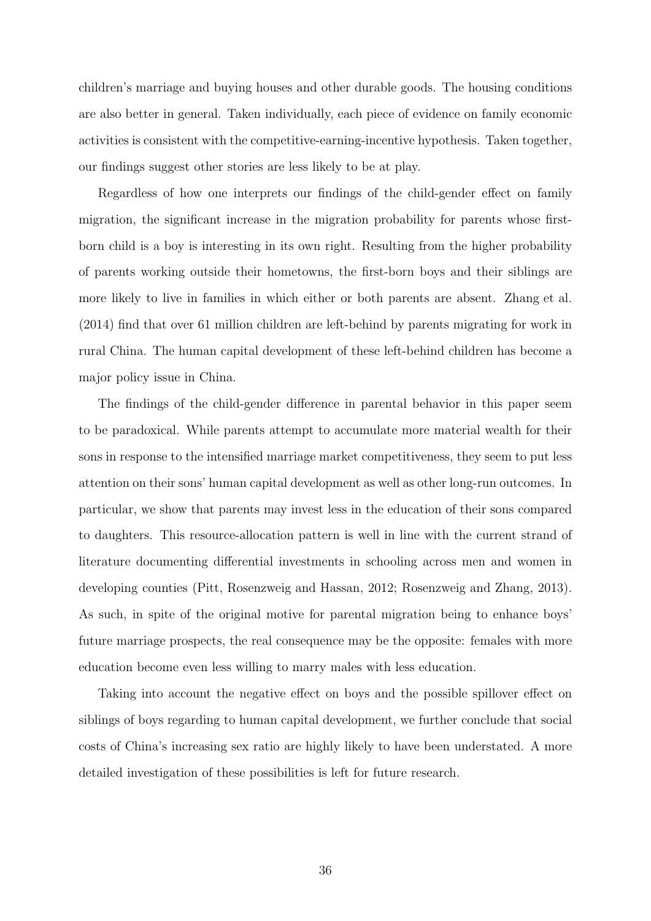children's marriage and buying houses and other durable goods. The housing conditions are also better in general. Taken individually, each piece of evidence on family economic activities is consistent with the competitive-earning-incentive hypothesis. Taken together, our findings suggest other stories are less likely to be at play.

Regardless of how one interprets our findings of the child-gender effect on family migration, the significant increase in the migration probability for parents whose first-born child is a boy is interesting in its own right. Resulting from the higher probability of parents working outside their hometowns, the first-born boys and their siblings are more likely to live in families in which either or both parents are absent. Zhang et al. (2014) find that over 61 million children are left-behind by parents migrating for work in rural China. The human capital development of these left-behind children has become a major policy issue in China.

The findings of the child-gender difference in parental behavior in this paper seem to be paradoxical. While parents attempt to accumulate more material wealth for their sons in response to the intensified marriage market competitiveness, they seem to put less attention on their sons' human capital development as well as other long-run outcomes. In particular, we show that parents may invest less in the education of their sons compared to daughters. This resource-allocation pattern is well in line with the current strand of literature documenting differential investments in schooling across men and women in developing counties (Pitt, Rosenzweig and Hassan, 2012; Rosenzweig and Zhang, 2013). As such, in spite of the original motive for parental migration being to enhance boys' future marriage prospects, the real consequence may be the opposite: females with more education become even less willing to marry males with less education.

Taking into account the negative effect on boys and the possible spillover effect on siblings of boys regarding to human capital development, we further conclude that social costs of China's increasing sex ratio are highly likely to have been understated. A more detailed investigation of these possibilities is left for future research.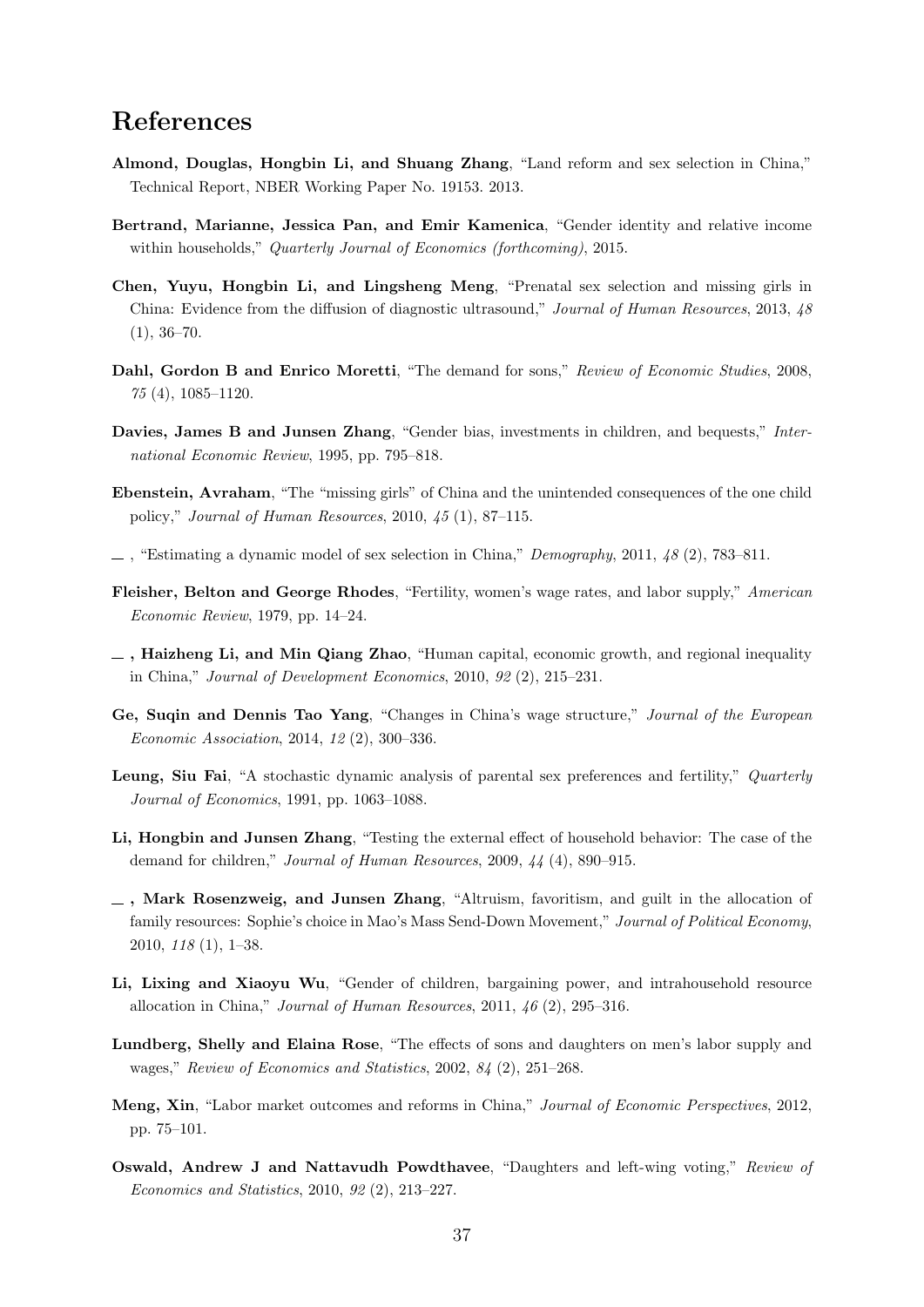# References

**Almond, Douglas, Hongbin Li, and Shuang Zhang**, "Land reform and sex selection in China," Technical Report, NBER Working Paper No. 19153. 2013.

**Bertrand, Marianne, Jessica Pan, and Emir Kamenica**, "Gender identity and relative income within households," *Quarterly Journal of Economics (forthcoming)*, 2015.

**Chen, Yuyu, Hongbin Li, and Lingsheng Meng**, "Prenatal sex selection and missing girls in China: Evidence from the diffusion of diagnostic ultrasound," *Journal of Human Resources*, 2013, *48* (1), 36–70.

**Dahl, Gordon B and Enrico Moretti**, "The demand for sons," *Review of Economic Studies*, 2008, *75* (4), 1085–1120.

**Davies, James B and Junsen Zhang**, "Gender bias, investments in children, and bequests," *International Economic Review*, 1995, pp. 795–818.

**Ebenstein, Avraham**, "The "missing girls" of China and the unintended consequences of the one child policy," *Journal of Human Resources*, 2010, *45* (1), 87–115.

— , "Estimating a dynamic model of sex selection in China," *Demography*, 2011, *48* (2), 783–811.

**Fleisher, Belton and George Rhodes**, "Fertility, women's wage rates, and labor supply," *American Economic Review*, 1979, pp. 14–24.

**— , Haizheng Li, and Min Qiang Zhao**, "Human capital, economic growth, and regional inequality in China," *Journal of Development Economics*, 2010, *92* (2), 215–231.

**Ge, Suqin and Dennis Tao Yang**, "Changes in China's wage structure," *Journal of the European Economic Association*, 2014, *12* (2), 300–336.

**Leung, Siu Fai**, "A stochastic dynamic analysis of parental sex preferences and fertility," *Quarterly Journal of Economics*, 1991, pp. 1063–1088.

**Li, Hongbin and Junsen Zhang**, "Testing the external effect of household behavior: The case of the demand for children," *Journal of Human Resources*, 2009, *44* (4), 890–915.

**— , Mark Rosenzweig, and Junsen Zhang**, "Altruism, favoritism, and guilt in the allocation of family resources: Sophie's choice in Mao's Mass Send-Down Movement," *Journal of Political Economy*, 2010, *118* (1), 1–38.

**Li, Lixing and Xiaoyu Wu**, "Gender of children, bargaining power, and intrahousehold resource allocation in China," *Journal of Human Resources*, 2011, *46* (2), 295–316.

**Lundberg, Shelly and Elaina Rose**, "The effects of sons and daughters on men's labor supply and wages," *Review of Economics and Statistics*, 2002, *84* (2), 251–268.

**Meng, Xin**, "Labor market outcomes and reforms in China," *Journal of Economic Perspectives*, 2012, pp. 75–101.

**Oswald, Andrew J and Nattavudh Powdthavee**, "Daughters and left-wing voting," *Review of Economics and Statistics*, 2010, *92* (2), 213–227.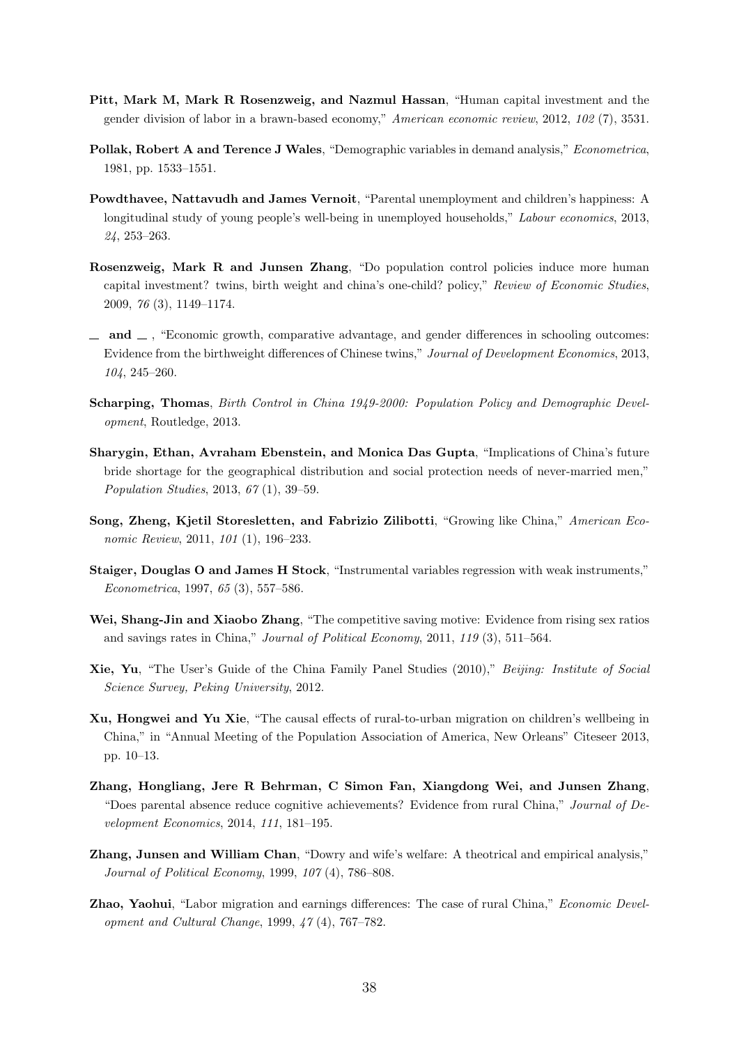**Pitt, Mark M, Mark R Rosenzweig, and Nazmul Hassan**, "Human capital investment and the gender division of labor in a brawn-based economy," *American economic review*, 2012, *102* (7), 3531.

**Pollak, Robert A and Terence J Wales**, "Demographic variables in demand analysis," *Econometrica*, 1981, pp. 1533–1551.

**Powdthavee, Nattavudh and James Vernoit**, "Parental unemployment and children's happiness: A longitudinal study of young people's well-being in unemployed households," *Labour economics*, 2013, *24*, 253–263.

**Rosenzweig, Mark R and Junsen Zhang**, "Do population control policies induce more human capital investment? twins, birth weight and china's one-child? policy," *Review of Economic Studies*, 2009, *76* (3), 1149–1174.

**\_ and \_** , "Economic growth, comparative advantage, and gender differences in schooling outcomes: Evidence from the birthweight differences of Chinese twins," *Journal of Development Economics*, 2013, *104*, 245–260.

**Scharping, Thomas**, *Birth Control in China 1949-2000: Population Policy and Demographic Development*, Routledge, 2013.

**Sharygin, Ethan, Avraham Ebenstein, and Monica Das Gupta**, "Implications of China's future bride shortage for the geographical distribution and social protection needs of never-married men," *Population Studies*, 2013, *67* (1), 39–59.

**Song, Zheng, Kjetil Storesletten, and Fabrizio Zilibotti**, "Growing like China," *American Economic Review*, 2011, *101* (1), 196–233.

**Staiger, Douglas O and James H Stock**, "Instrumental variables regression with weak instruments," *Econometrica*, 1997, *65* (3), 557–586.

**Wei, Shang-Jin and Xiaobo Zhang**, "The competitive saving motive: Evidence from rising sex ratios and savings rates in China," *Journal of Political Economy*, 2011, *119* (3), 511–564.

**Xie, Yu**, "The User's Guide of the China Family Panel Studies (2010)," *Beijing: Institute of Social Science Survey, Peking University*, 2012.

**Xu, Hongwei and Yu Xie**, "The causal effects of rural-to-urban migration on children's wellbeing in China," in "Annual Meeting of the Population Association of America, New Orleans" Citeseer 2013, pp. 10–13.

**Zhang, Hongliang, Jere R Behrman, C Simon Fan, Xiangdong Wei, and Junsen Zhang**, "Does parental absence reduce cognitive achievements? Evidence from rural China," *Journal of Development Economics*, 2014, *111*, 181–195.

**Zhang, Junsen and William Chan**, "Dowry and wife's welfare: A theotrical and empirical analysis," *Journal of Political Economy*, 1999, *107* (4), 786–808.

**Zhao, Yaohui**, "Labor migration and earnings differences: The case of rural China," *Economic Development and Cultural Change*, 1999, *47* (4), 767–782.